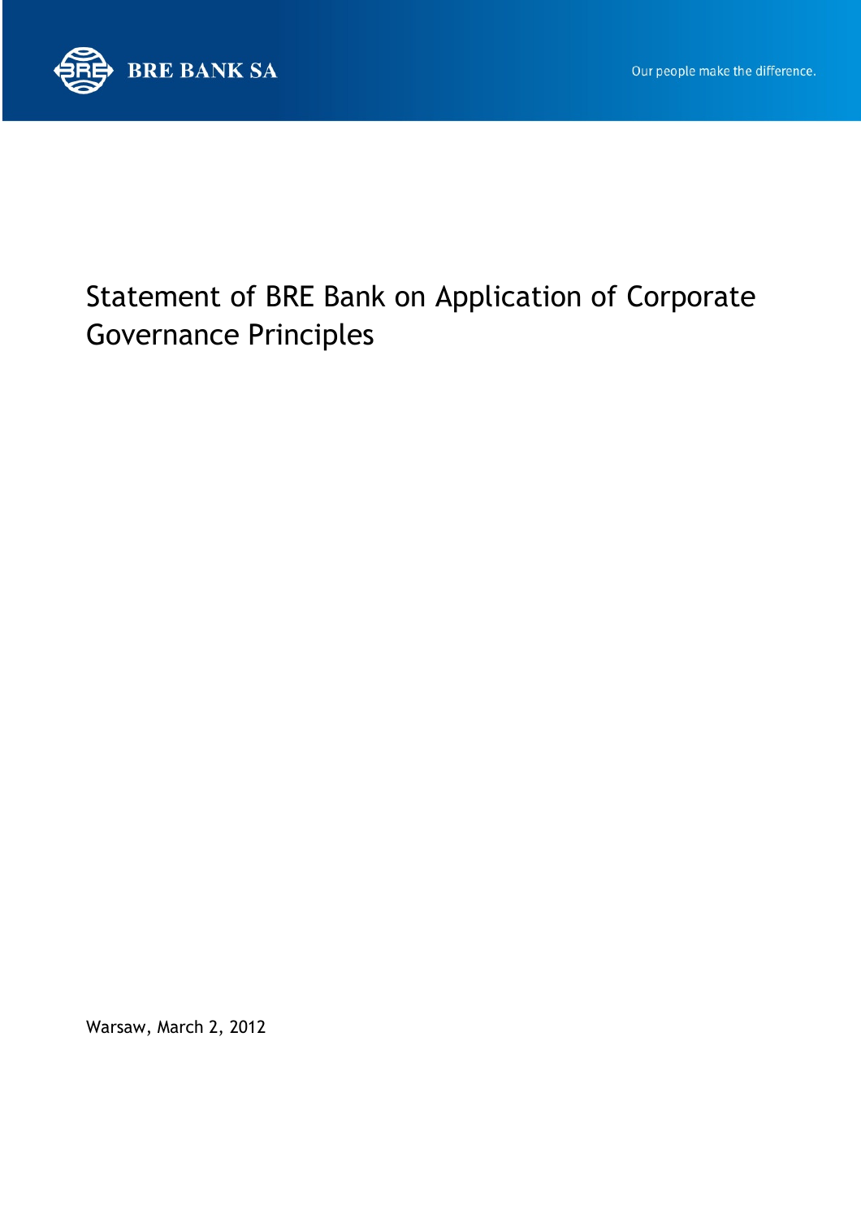BRE BANK SA

Our people make the difference.

# Statement of BRE Bank on Application of Corporate Governance Principles

Warsaw, March 2, 2012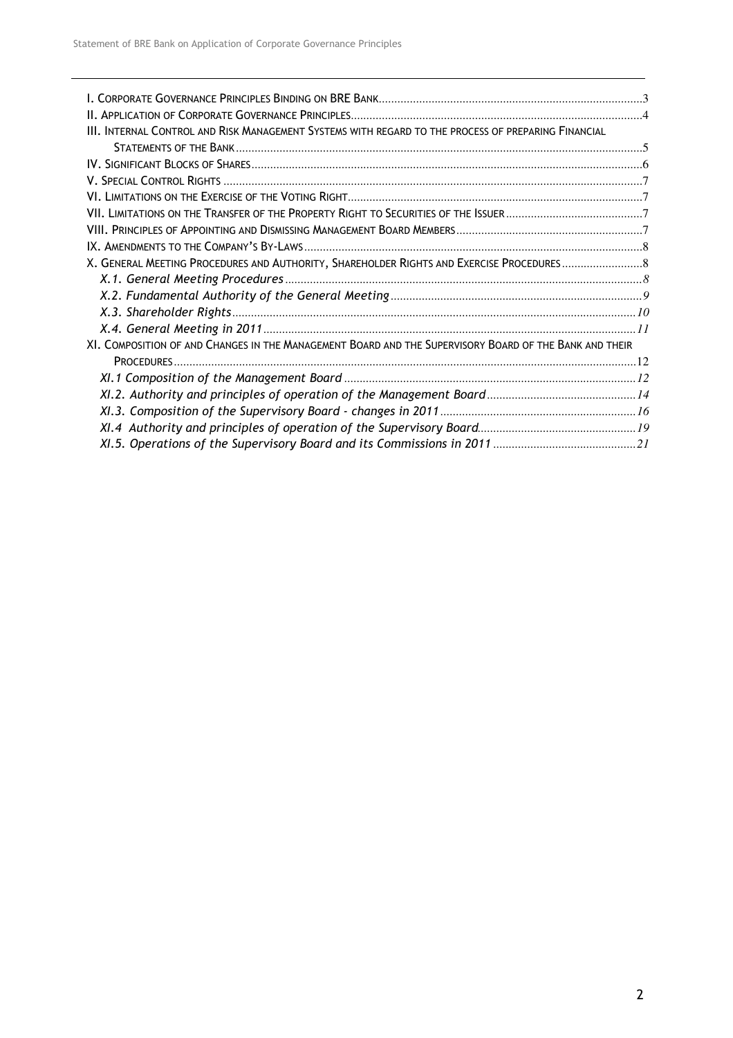I. Corporate Governance Principles Binding on BRE Bank .... 3
II. Application of Corporate Governance Principles .... 4
III. Internal Control and Risk Management Systems with regard to the process of preparing Financial Statements of the Bank .... 5
IV. Significant Blocks of Shares .... 6
V. Special Control Rights .... 7
VI. Limitations on the Exercise of the Voting Right .... 7
VII. Limitations on the Transfer of the Property Right to Securities of the Issuer .... 7
VIII. Principles of Appointing and Dismissing Management Board Members .... 7
IX. Amendments to the Company's By-Laws .... 8
X. General Meeting Procedures and Authority, Shareholder Rights and Exercise Procedures .... 8
- *X.1. General Meeting Procedures* .... 8
- *X.2. Fundamental Authority of the General Meeting* .... 9
- *X.3. Shareholder Rights* .... 10
- *X.4. General Meeting in 2011* .... 11

XI. Composition of and Changes in the Management Board and the Supervisory Board of the Bank and their Procedures .... 12
- *XI.1 Composition of the Management Board* .... 12
- *XI.2. Authority and principles of operation of the Management Board* .... 14
- *XI.3. Composition of the Supervisory Board - changes in 2011* .... 16
- *XI.4 Authority and principles of operation of the Supervisory Board* .... 19
- *XI.5. Operations of the Supervisory Board and its Commissions in 2011* .... 21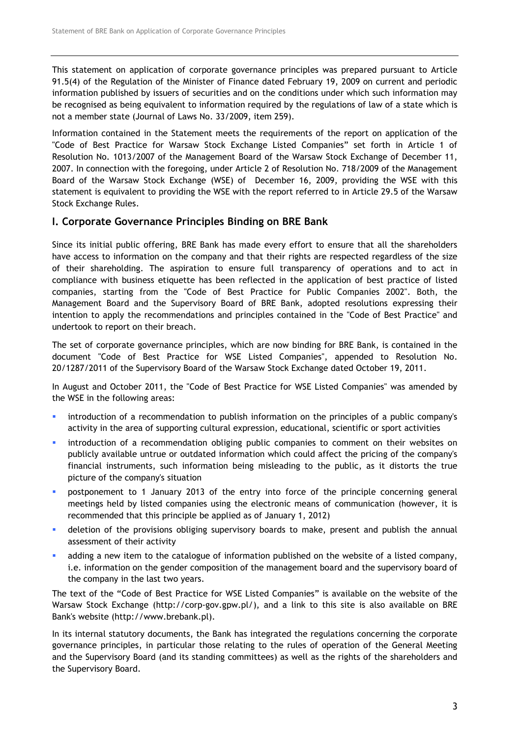This statement on application of corporate governance principles was prepared pursuant to Article 91.5(4) of the Regulation of the Minister of Finance dated February 19, 2009 on current and periodic information published by issuers of securities and on the conditions under which such information may be recognised as being equivalent to information required by the regulations of law of a state which is not a member state (Journal of Laws No. 33/2009, item 259).

Information contained in the Statement meets the requirements of the report on application of the "Code of Best Practice for Warsaw Stock Exchange Listed Companies" set forth in Article 1 of Resolution No. 1013/2007 of the Management Board of the Warsaw Stock Exchange of December 11, 2007. In connection with the foregoing, under Article 2 of Resolution No. 718/2009 of the Management Board of the Warsaw Stock Exchange (WSE) of December 16, 2009, providing the WSE with this statement is equivalent to providing the WSE with the report referred to in Article 29.5 of the Warsaw Stock Exchange Rules.

## I. Corporate Governance Principles Binding on BRE Bank

Since its initial public offering, BRE Bank has made every effort to ensure that all the shareholders have access to information on the company and that their rights are respected regardless of the size of their shareholding. The aspiration to ensure full transparency of operations and to act in compliance with business etiquette has been reflected in the application of best practice of listed companies, starting from the "Code of Best Practice for Public Companies 2002". Both, the Management Board and the Supervisory Board of BRE Bank, adopted resolutions expressing their intention to apply the recommendations and principles contained in the "Code of Best Practice" and undertook to report on their breach.

The set of corporate governance principles, which are now binding for BRE Bank, is contained in the document "Code of Best Practice for WSE Listed Companies", appended to Resolution No. 20/1287/2011 of the Supervisory Board of the Warsaw Stock Exchange dated October 19, 2011.

In August and October 2011, the "Code of Best Practice for WSE Listed Companies" was amended by the WSE in the following areas:

- introduction of a recommendation to publish information on the principles of a public company's activity in the area of supporting cultural expression, educational, scientific or sport activities
- introduction of a recommendation obliging public companies to comment on their websites on publicly available untrue or outdated information which could affect the pricing of the company's financial instruments, such information being misleading to the public, as it distorts the true picture of the company's situation
- postponement to 1 January 2013 of the entry into force of the principle concerning general meetings held by listed companies using the electronic means of communication (however, it is recommended that this principle be applied as of January 1, 2012)
- deletion of the provisions obliging supervisory boards to make, present and publish the annual assessment of their activity
- adding a new item to the catalogue of information published on the website of a listed company, i.e. information on the gender composition of the management board and the supervisory board of the company in the last two years.

The text of the "Code of Best Practice for WSE Listed Companies" is available on the website of the Warsaw Stock Exchange (http://corp-gov.gpw.pl/), and a link to this site is also available on BRE Bank's website (http://www.brebank.pl).

In its internal statutory documents, the Bank has integrated the regulations concerning the corporate governance principles, in particular those relating to the rules of operation of the General Meeting and the Supervisory Board (and its standing committees) as well as the rights of the shareholders and the Supervisory Board.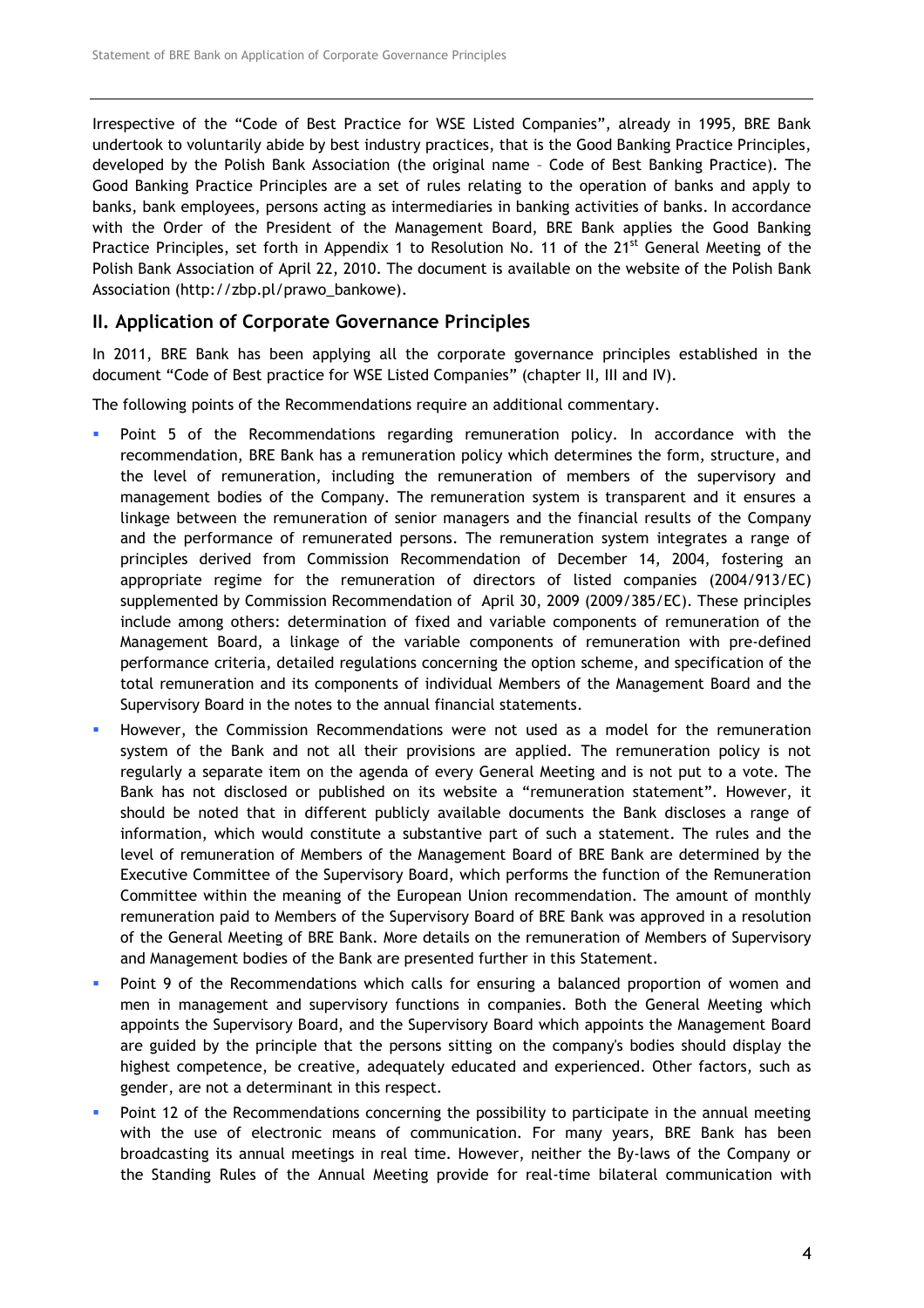Irrespective of the "Code of Best Practice for WSE Listed Companies", already in 1995, BRE Bank undertook to voluntarily abide by best industry practices, that is the Good Banking Practice Principles, developed by the Polish Bank Association (the original name – Code of Best Banking Practice). The Good Banking Practice Principles are a set of rules relating to the operation of banks and apply to banks, bank employees, persons acting as intermediaries in banking activities of banks. In accordance with the Order of the President of the Management Board, BRE Bank applies the Good Banking Practice Principles, set forth in Appendix 1 to Resolution No. 11 of the 21st General Meeting of the Polish Bank Association of April 22, 2010. The document is available on the website of the Polish Bank Association (http://zbp.pl/prawo_bankowe).

## II. Application of Corporate Governance Principles

In 2011, BRE Bank has been applying all the corporate governance principles established in the document "Code of Best practice for WSE Listed Companies" (chapter II, III and IV).

The following points of the Recommendations require an additional commentary.

- Point 5 of the Recommendations regarding remuneration policy. In accordance with the recommendation, BRE Bank has a remuneration policy which determines the form, structure, and the level of remuneration, including the remuneration of members of the supervisory and management bodies of the Company. The remuneration system is transparent and it ensures a linkage between the remuneration of senior managers and the financial results of the Company and the performance of remunerated persons. The remuneration system integrates a range of principles derived from Commission Recommendation of December 14, 2004, fostering an appropriate regime for the remuneration of directors of listed companies (2004/913/EC) supplemented by Commission Recommendation of April 30, 2009 (2009/385/EC). These principles include among others: determination of fixed and variable components of remuneration of the Management Board, a linkage of the variable components of remuneration with pre-defined performance criteria, detailed regulations concerning the option scheme, and specification of the total remuneration and its components of individual Members of the Management Board and the Supervisory Board in the notes to the annual financial statements.
- However, the Commission Recommendations were not used as a model for the remuneration system of the Bank and not all their provisions are applied. The remuneration policy is not regularly a separate item on the agenda of every General Meeting and is not put to a vote. The Bank has not disclosed or published on its website a "remuneration statement". However, it should be noted that in different publicly available documents the Bank discloses a range of information, which would constitute a substantive part of such a statement. The rules and the level of remuneration of Members of the Management Board of BRE Bank are determined by the Executive Committee of the Supervisory Board, which performs the function of the Remuneration Committee within the meaning of the European Union recommendation. The amount of monthly remuneration paid to Members of the Supervisory Board of BRE Bank was approved in a resolution of the General Meeting of BRE Bank. More details on the remuneration of Members of Supervisory and Management bodies of the Bank are presented further in this Statement.
- Point 9 of the Recommendations which calls for ensuring a balanced proportion of women and men in management and supervisory functions in companies. Both the General Meeting which appoints the Supervisory Board, and the Supervisory Board which appoints the Management Board are guided by the principle that the persons sitting on the company's bodies should display the highest competence, be creative, adequately educated and experienced. Other factors, such as gender, are not a determinant in this respect.
- Point 12 of the Recommendations concerning the possibility to participate in the annual meeting with the use of electronic means of communication. For many years, BRE Bank has been broadcasting its annual meetings in real time. However, neither the By-laws of the Company or the Standing Rules of the Annual Meeting provide for real-time bilateral communication with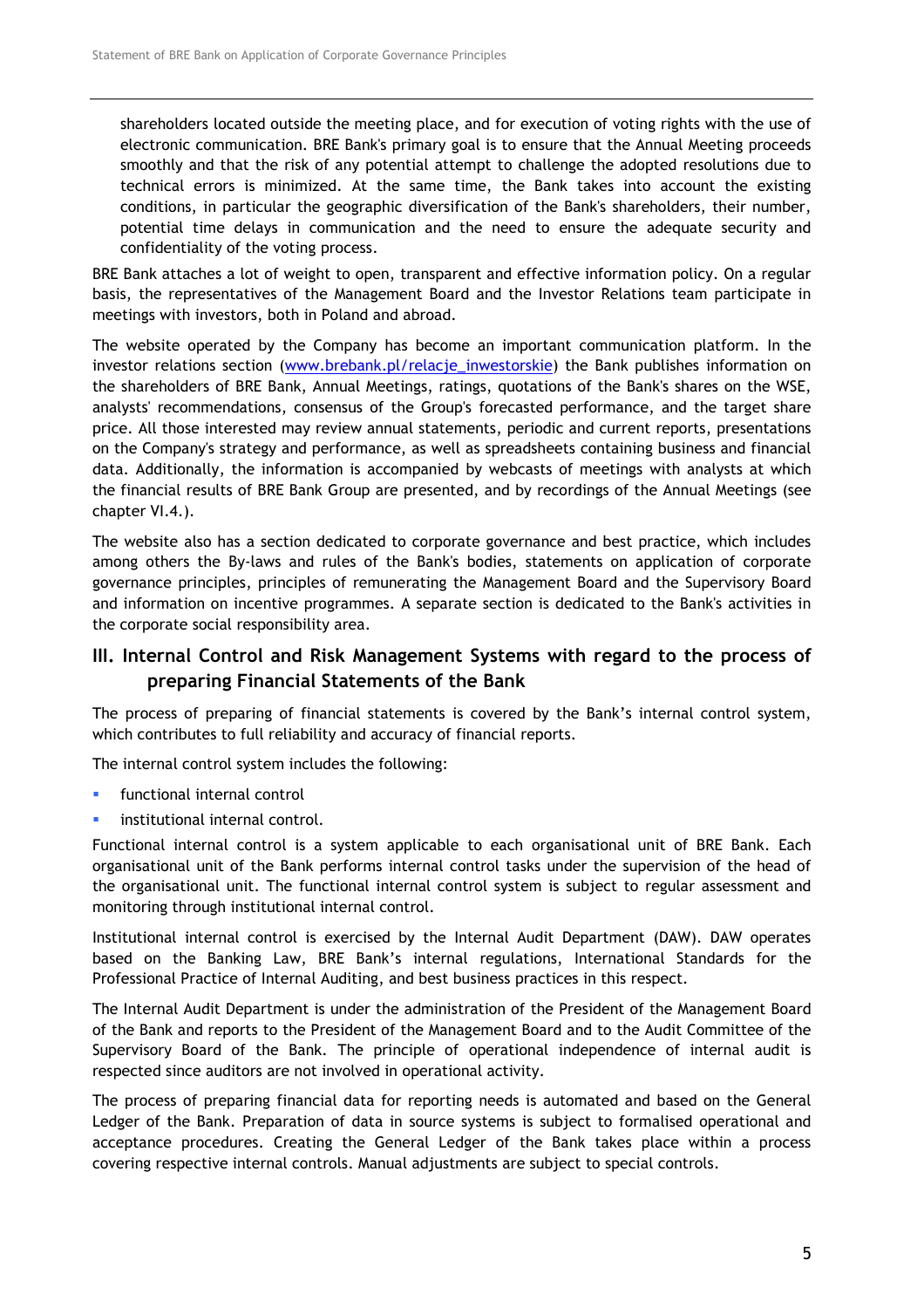shareholders located outside the meeting place, and for execution of voting rights with the use of electronic communication. BRE Bank's primary goal is to ensure that the Annual Meeting proceeds smoothly and that the risk of any potential attempt to challenge the adopted resolutions due to technical errors is minimized. At the same time, the Bank takes into account the existing conditions, in particular the geographic diversification of the Bank's shareholders, their number, potential time delays in communication and the need to ensure the adequate security and confidentiality of the voting process.

BRE Bank attaches a lot of weight to open, transparent and effective information policy. On a regular basis, the representatives of the Management Board and the Investor Relations team participate in meetings with investors, both in Poland and abroad.

The website operated by the Company has become an important communication platform. In the investor relations section (www.brebank.pl/relacje_inwestorskie) the Bank publishes information on the shareholders of BRE Bank, Annual Meetings, ratings, quotations of the Bank's shares on the WSE, analysts' recommendations, consensus of the Group's forecasted performance, and the target share price. All those interested may review annual statements, periodic and current reports, presentations on the Company's strategy and performance, as well as spreadsheets containing business and financial data. Additionally, the information is accompanied by webcasts of meetings with analysts at which the financial results of BRE Bank Group are presented, and by recordings of the Annual Meetings (see chapter VI.4.).

The website also has a section dedicated to corporate governance and best practice, which includes among others the By-laws and rules of the Bank's bodies, statements on application of corporate governance principles, principles of remunerating the Management Board and the Supervisory Board and information on incentive programmes. A separate section is dedicated to the Bank's activities in the corporate social responsibility area.

## III. Internal Control and Risk Management Systems with regard to the process of preparing Financial Statements of the Bank

The process of preparing of financial statements is covered by the Bank's internal control system, which contributes to full reliability and accuracy of financial reports.

The internal control system includes the following:

- functional internal control
- institutional internal control.

Functional internal control is a system applicable to each organisational unit of BRE Bank. Each organisational unit of the Bank performs internal control tasks under the supervision of the head of the organisational unit. The functional internal control system is subject to regular assessment and monitoring through institutional internal control.

Institutional internal control is exercised by the Internal Audit Department (DAW). DAW operates based on the Banking Law, BRE Bank's internal regulations, International Standards for the Professional Practice of Internal Auditing, and best business practices in this respect.

The Internal Audit Department is under the administration of the President of the Management Board of the Bank and reports to the President of the Management Board and to the Audit Committee of the Supervisory Board of the Bank. The principle of operational independence of internal audit is respected since auditors are not involved in operational activity.

The process of preparing financial data for reporting needs is automated and based on the General Ledger of the Bank. Preparation of data in source systems is subject to formalised operational and acceptance procedures. Creating the General Ledger of the Bank takes place within a process covering respective internal controls. Manual adjustments are subject to special controls.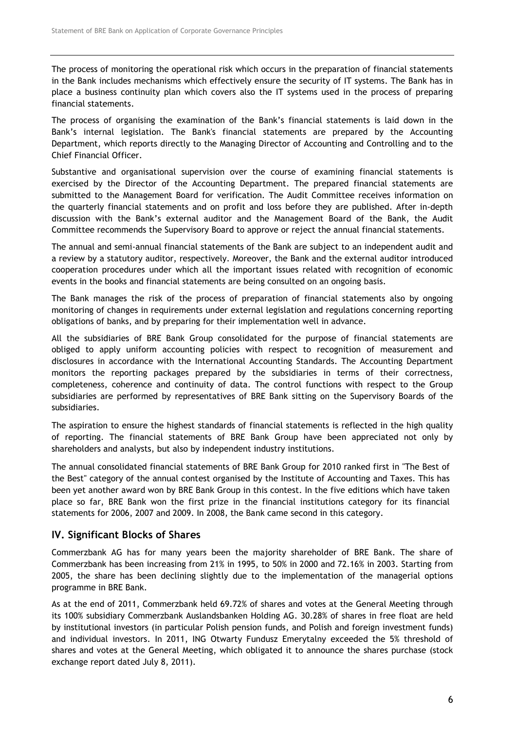The process of monitoring the operational risk which occurs in the preparation of financial statements in the Bank includes mechanisms which effectively ensure the security of IT systems. The Bank has in place a business continuity plan which covers also the IT systems used in the process of preparing financial statements.

The process of organising the examination of the Bank's financial statements is laid down in the Bank's internal legislation. The Bank's financial statements are prepared by the Accounting Department, which reports directly to the Managing Director of Accounting and Controlling and to the Chief Financial Officer.

Substantive and organisational supervision over the course of examining financial statements is exercised by the Director of the Accounting Department. The prepared financial statements are submitted to the Management Board for verification. The Audit Committee receives information on the quarterly financial statements and on profit and loss before they are published. After in-depth discussion with the Bank's external auditor and the Management Board of the Bank, the Audit Committee recommends the Supervisory Board to approve or reject the annual financial statements.

The annual and semi-annual financial statements of the Bank are subject to an independent audit and a review by a statutory auditor, respectively. Moreover, the Bank and the external auditor introduced cooperation procedures under which all the important issues related with recognition of economic events in the books and financial statements are being consulted on an ongoing basis.

The Bank manages the risk of the process of preparation of financial statements also by ongoing monitoring of changes in requirements under external legislation and regulations concerning reporting obligations of banks, and by preparing for their implementation well in advance.

All the subsidiaries of BRE Bank Group consolidated for the purpose of financial statements are obliged to apply uniform accounting policies with respect to recognition of measurement and disclosures in accordance with the International Accounting Standards. The Accounting Department monitors the reporting packages prepared by the subsidiaries in terms of their correctness, completeness, coherence and continuity of data. The control functions with respect to the Group subsidiaries are performed by representatives of BRE Bank sitting on the Supervisory Boards of the subsidiaries.

The aspiration to ensure the highest standards of financial statements is reflected in the high quality of reporting. The financial statements of BRE Bank Group have been appreciated not only by shareholders and analysts, but also by independent industry institutions.

The annual consolidated financial statements of BRE Bank Group for 2010 ranked first in "The Best of the Best" category of the annual contest organised by the Institute of Accounting and Taxes. This has been yet another award won by BRE Bank Group in this contest. In the five editions which have taken place so far, BRE Bank won the first prize in the financial institutions category for its financial statements for 2006, 2007 and 2009. In 2008, the Bank came second in this category.

## IV. Significant Blocks of Shares

Commerzbank AG has for many years been the majority shareholder of BRE Bank. The share of Commerzbank has been increasing from 21% in 1995, to 50% in 2000 and 72.16% in 2003. Starting from 2005, the share has been declining slightly due to the implementation of the managerial options programme in BRE Bank.

As at the end of 2011, Commerzbank held 69.72% of shares and votes at the General Meeting through its 100% subsidiary Commerzbank Auslandsbanken Holding AG. 30.28% of shares in free float are held by institutional investors (in particular Polish pension funds, and Polish and foreign investment funds) and individual investors. In 2011, ING Otwarty Fundusz Emerytalny exceeded the 5% threshold of shares and votes at the General Meeting, which obligated it to announce the shares purchase (stock exchange report dated July 8, 2011).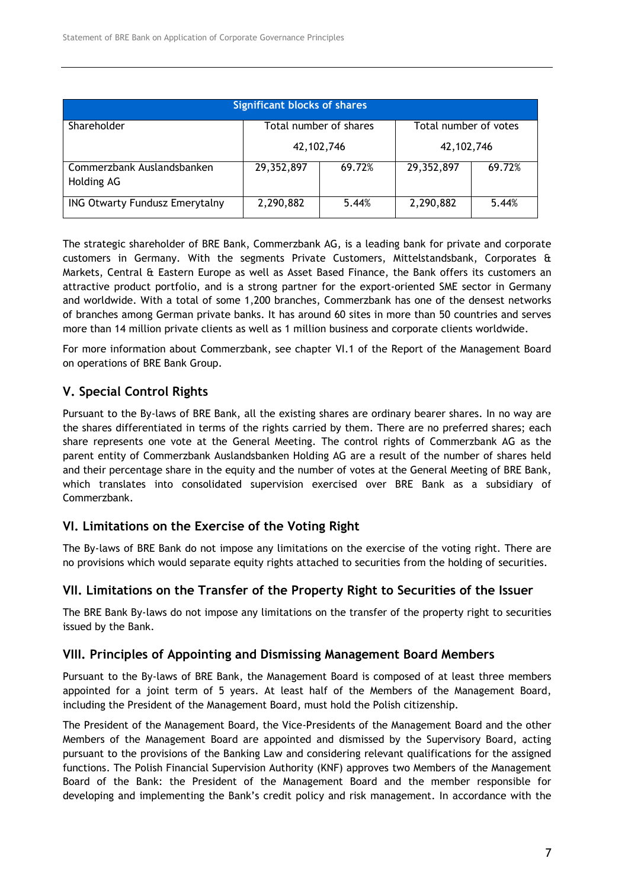| Significant blocks of shares | | | | |
|---|---|---|---|---|
| Shareholder | Total number of shares | | Total number of votes | |
| | 42,102,746 | | 42,102,746 | |
| Commerzbank Auslandsbanken Holding AG | 29,352,897 | 69.72% | 29,352,897 | 69.72% |
| ING Otwarty Fundusz Emerytalny | 2,290,882 | 5.44% | 2,290,882 | 5.44% |

The strategic shareholder of BRE Bank, Commerzbank AG, is a leading bank for private and corporate customers in Germany. With the segments Private Customers, Mittelstandsbank, Corporates & Markets, Central & Eastern Europe as well as Asset Based Finance, the Bank offers its customers an attractive product portfolio, and is a strong partner for the export-oriented SME sector in Germany and worldwide. With a total of some 1,200 branches, Commerzbank has one of the densest networks of branches among German private banks. It has around 60 sites in more than 50 countries and serves more than 14 million private clients as well as 1 million business and corporate clients worldwide.

For more information about Commerzbank, see chapter VI.1 of the Report of the Management Board on operations of BRE Bank Group.

## V. Special Control Rights

Pursuant to the By-laws of BRE Bank, all the existing shares are ordinary bearer shares. In no way are the shares differentiated in terms of the rights carried by them. There are no preferred shares; each share represents one vote at the General Meeting. The control rights of Commerzbank AG as the parent entity of Commerzbank Auslandsbanken Holding AG are a result of the number of shares held and their percentage share in the equity and the number of votes at the General Meeting of BRE Bank, which translates into consolidated supervision exercised over BRE Bank as a subsidiary of Commerzbank.

## VI. Limitations on the Exercise of the Voting Right

The By-laws of BRE Bank do not impose any limitations on the exercise of the voting right. There are no provisions which would separate equity rights attached to securities from the holding of securities.

## VII. Limitations on the Transfer of the Property Right to Securities of the Issuer

The BRE Bank By-laws do not impose any limitations on the transfer of the property right to securities issued by the Bank.

## VIII. Principles of Appointing and Dismissing Management Board Members

Pursuant to the By-laws of BRE Bank, the Management Board is composed of at least three members appointed for a joint term of 5 years. At least half of the Members of the Management Board, including the President of the Management Board, must hold the Polish citizenship.

The President of the Management Board, the Vice-Presidents of the Management Board and the other Members of the Management Board are appointed and dismissed by the Supervisory Board, acting pursuant to the provisions of the Banking Law and considering relevant qualifications for the assigned functions. The Polish Financial Supervision Authority (KNF) approves two Members of the Management Board of the Bank: the President of the Management Board and the member responsible for developing and implementing the Bank's credit policy and risk management. In accordance with the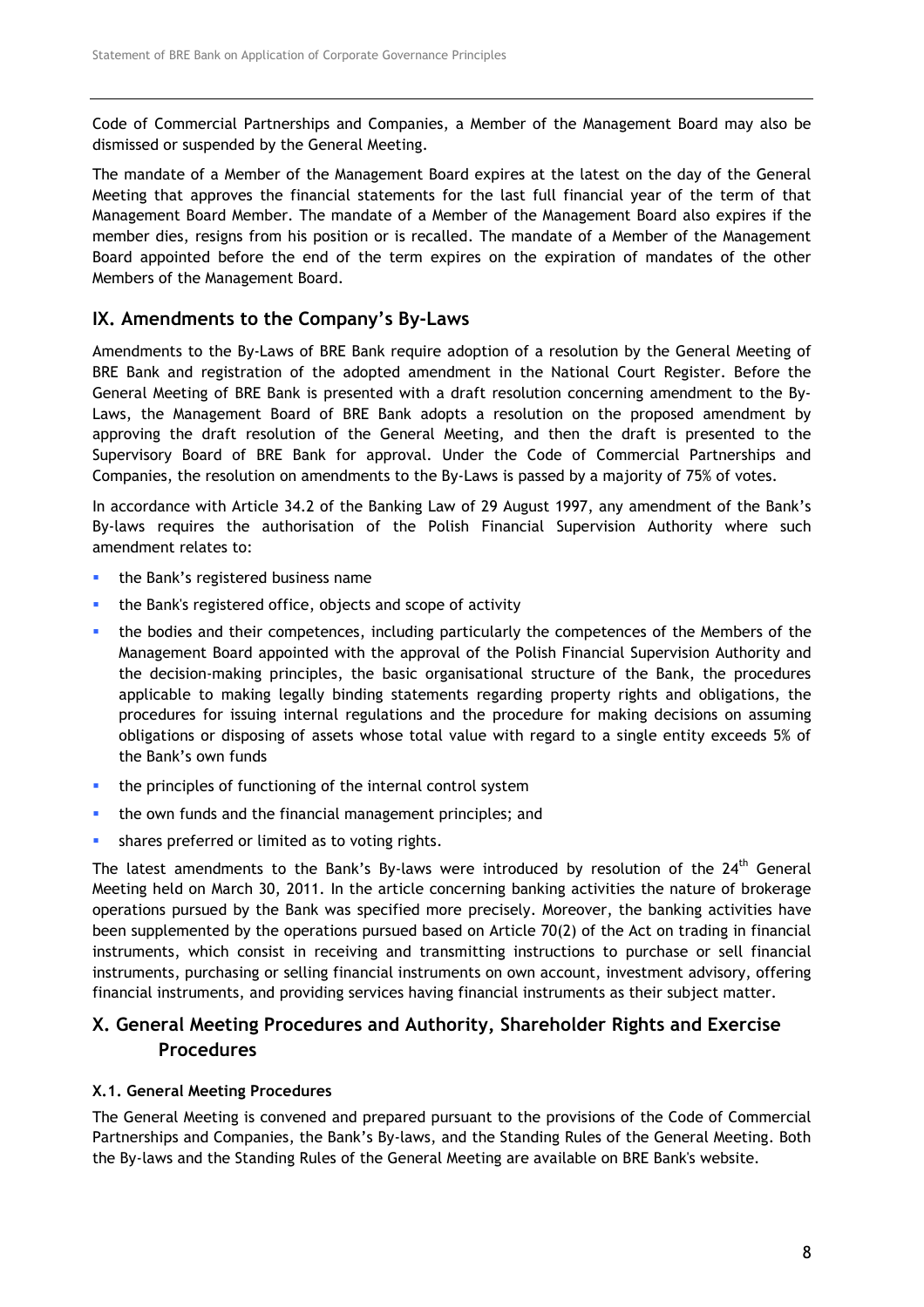Code of Commercial Partnerships and Companies, a Member of the Management Board may also be dismissed or suspended by the General Meeting.

The mandate of a Member of the Management Board expires at the latest on the day of the General Meeting that approves the financial statements for the last full financial year of the term of that Management Board Member. The mandate of a Member of the Management Board also expires if the member dies, resigns from his position or is recalled. The mandate of a Member of the Management Board appointed before the end of the term expires on the expiration of mandates of the other Members of the Management Board.

## IX. Amendments to the Company's By-Laws

Amendments to the By-Laws of BRE Bank require adoption of a resolution by the General Meeting of BRE Bank and registration of the adopted amendment in the National Court Register. Before the General Meeting of BRE Bank is presented with a draft resolution concerning amendment to the By-Laws, the Management Board of BRE Bank adopts a resolution on the proposed amendment by approving the draft resolution of the General Meeting, and then the draft is presented to the Supervisory Board of BRE Bank for approval. Under the Code of Commercial Partnerships and Companies, the resolution on amendments to the By-Laws is passed by a majority of 75% of votes.

In accordance with Article 34.2 of the Banking Law of 29 August 1997, any amendment of the Bank's By-laws requires the authorisation of the Polish Financial Supervision Authority where such amendment relates to:

- the Bank's registered business name
- the Bank's registered office, objects and scope of activity
- the bodies and their competences, including particularly the competences of the Members of the Management Board appointed with the approval of the Polish Financial Supervision Authority and the decision-making principles, the basic organisational structure of the Bank, the procedures applicable to making legally binding statements regarding property rights and obligations, the procedures for issuing internal regulations and the procedure for making decisions on assuming obligations or disposing of assets whose total value with regard to a single entity exceeds 5% of the Bank's own funds
- the principles of functioning of the internal control system
- the own funds and the financial management principles; and
- shares preferred or limited as to voting rights.

The latest amendments to the Bank's By-laws were introduced by resolution of the 24th General Meeting held on March 30, 2011. In the article concerning banking activities the nature of brokerage operations pursued by the Bank was specified more precisely. Moreover, the banking activities have been supplemented by the operations pursued based on Article 70(2) of the Act on trading in financial instruments, which consist in receiving and transmitting instructions to purchase or sell financial instruments, purchasing or selling financial instruments on own account, investment advisory, offering financial instruments, and providing services having financial instruments as their subject matter.

## X. General Meeting Procedures and Authority, Shareholder Rights and Exercise Procedures

### X.1. General Meeting Procedures

The General Meeting is convened and prepared pursuant to the provisions of the Code of Commercial Partnerships and Companies, the Bank's By-laws, and the Standing Rules of the General Meeting. Both the By-laws and the Standing Rules of the General Meeting are available on BRE Bank's website.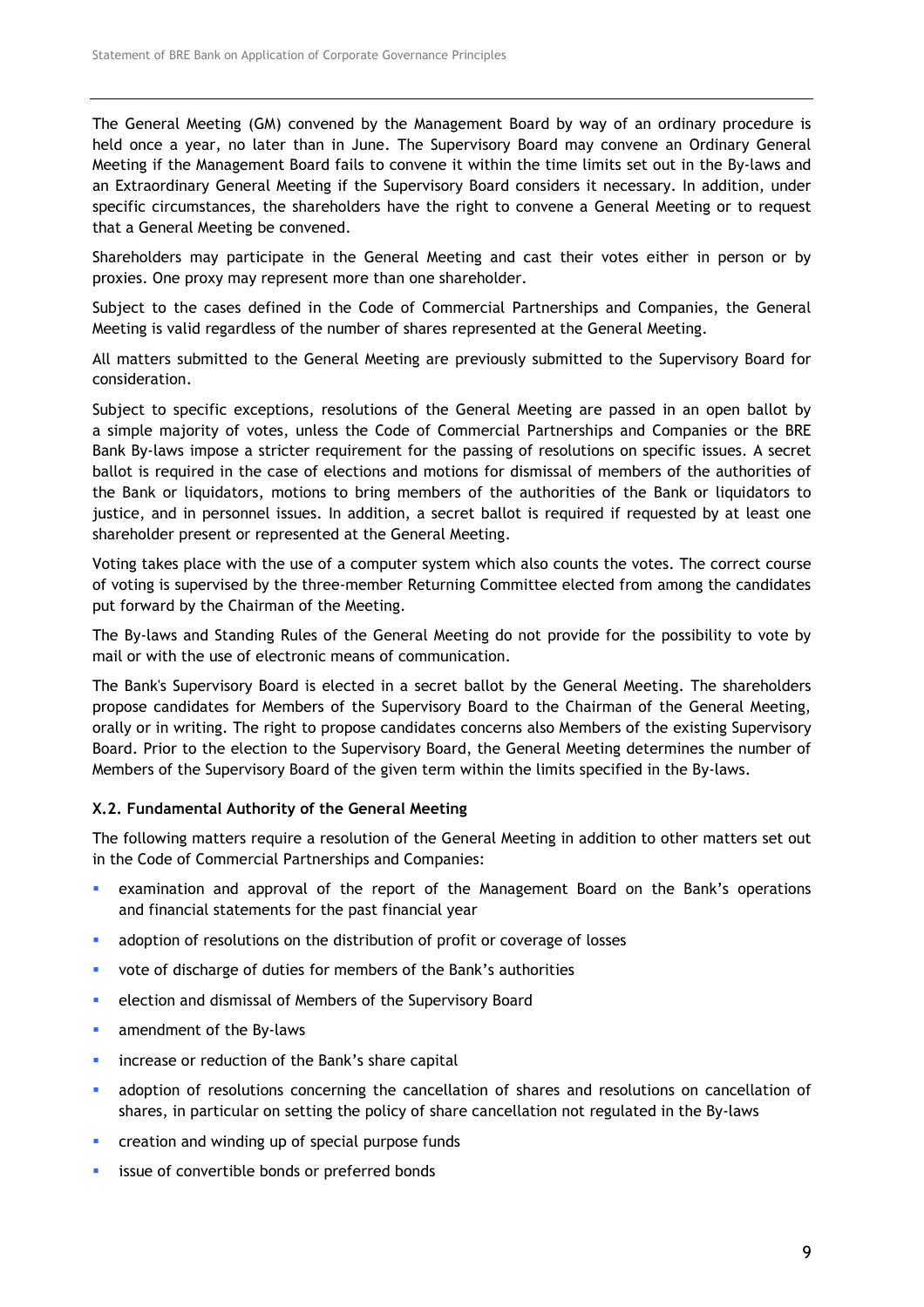The General Meeting (GM) convened by the Management Board by way of an ordinary procedure is held once a year, no later than in June. The Supervisory Board may convene an Ordinary General Meeting if the Management Board fails to convene it within the time limits set out in the By-laws and an Extraordinary General Meeting if the Supervisory Board considers it necessary. In addition, under specific circumstances, the shareholders have the right to convene a General Meeting or to request that a General Meeting be convened.

Shareholders may participate in the General Meeting and cast their votes either in person or by proxies. One proxy may represent more than one shareholder.

Subject to the cases defined in the Code of Commercial Partnerships and Companies, the General Meeting is valid regardless of the number of shares represented at the General Meeting.

All matters submitted to the General Meeting are previously submitted to the Supervisory Board for consideration.

Subject to specific exceptions, resolutions of the General Meeting are passed in an open ballot by a simple majority of votes, unless the Code of Commercial Partnerships and Companies or the BRE Bank By-laws impose a stricter requirement for the passing of resolutions on specific issues. A secret ballot is required in the case of elections and motions for dismissal of members of the authorities of the Bank or liquidators, motions to bring members of the authorities of the Bank or liquidators to justice, and in personnel issues. In addition, a secret ballot is required if requested by at least one shareholder present or represented at the General Meeting.

Voting takes place with the use of a computer system which also counts the votes. The correct course of voting is supervised by the three-member Returning Committee elected from among the candidates put forward by the Chairman of the Meeting.

The By-laws and Standing Rules of the General Meeting do not provide for the possibility to vote by mail or with the use of electronic means of communication.

The Bank's Supervisory Board is elected in a secret ballot by the General Meeting. The shareholders propose candidates for Members of the Supervisory Board to the Chairman of the General Meeting, orally or in writing. The right to propose candidates concerns also Members of the existing Supervisory Board. Prior to the election to the Supervisory Board, the General Meeting determines the number of Members of the Supervisory Board of the given term within the limits specified in the By-laws.

### X.2. Fundamental Authority of the General Meeting

The following matters require a resolution of the General Meeting in addition to other matters set out in the Code of Commercial Partnerships and Companies:

- examination and approval of the report of the Management Board on the Bank's operations and financial statements for the past financial year
- adoption of resolutions on the distribution of profit or coverage of losses
- vote of discharge of duties for members of the Bank's authorities
- election and dismissal of Members of the Supervisory Board
- amendment of the By-laws
- increase or reduction of the Bank's share capital
- adoption of resolutions concerning the cancellation of shares and resolutions on cancellation of shares, in particular on setting the policy of share cancellation not regulated in the By-laws
- creation and winding up of special purpose funds
- issue of convertible bonds or preferred bonds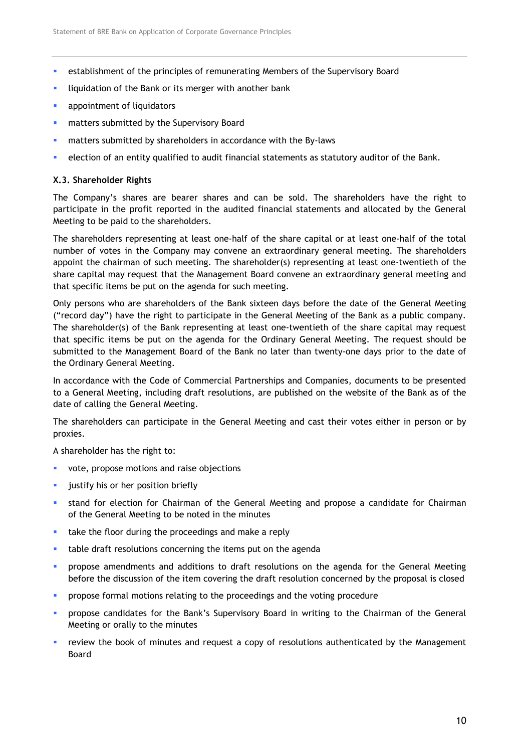- establishment of the principles of remunerating Members of the Supervisory Board
- liquidation of the Bank or its merger with another bank
- appointment of liquidators
- matters submitted by the Supervisory Board
- matters submitted by shareholders in accordance with the By-laws
- election of an entity qualified to audit financial statements as statutory auditor of the Bank.

### X.3. Shareholder Rights

The Company's shares are bearer shares and can be sold. The shareholders have the right to participate in the profit reported in the audited financial statements and allocated by the General Meeting to be paid to the shareholders.

The shareholders representing at least one-half of the share capital or at least one-half of the total number of votes in the Company may convene an extraordinary general meeting. The shareholders appoint the chairman of such meeting. The shareholder(s) representing at least one-twentieth of the share capital may request that the Management Board convene an extraordinary general meeting and that specific items be put on the agenda for such meeting.

Only persons who are shareholders of the Bank sixteen days before the date of the General Meeting ("record day") have the right to participate in the General Meeting of the Bank as a public company. The shareholder(s) of the Bank representing at least one-twentieth of the share capital may request that specific items be put on the agenda for the Ordinary General Meeting. The request should be submitted to the Management Board of the Bank no later than twenty-one days prior to the date of the Ordinary General Meeting.

In accordance with the Code of Commercial Partnerships and Companies, documents to be presented to a General Meeting, including draft resolutions, are published on the website of the Bank as of the date of calling the General Meeting.

The shareholders can participate in the General Meeting and cast their votes either in person or by proxies.

A shareholder has the right to:

- vote, propose motions and raise objections
- justify his or her position briefly
- stand for election for Chairman of the General Meeting and propose a candidate for Chairman of the General Meeting to be noted in the minutes
- take the floor during the proceedings and make a reply
- table draft resolutions concerning the items put on the agenda
- propose amendments and additions to draft resolutions on the agenda for the General Meeting before the discussion of the item covering the draft resolution concerned by the proposal is closed
- propose formal motions relating to the proceedings and the voting procedure
- propose candidates for the Bank's Supervisory Board in writing to the Chairman of the General Meeting or orally to the minutes
- review the book of minutes and request a copy of resolutions authenticated by the Management Board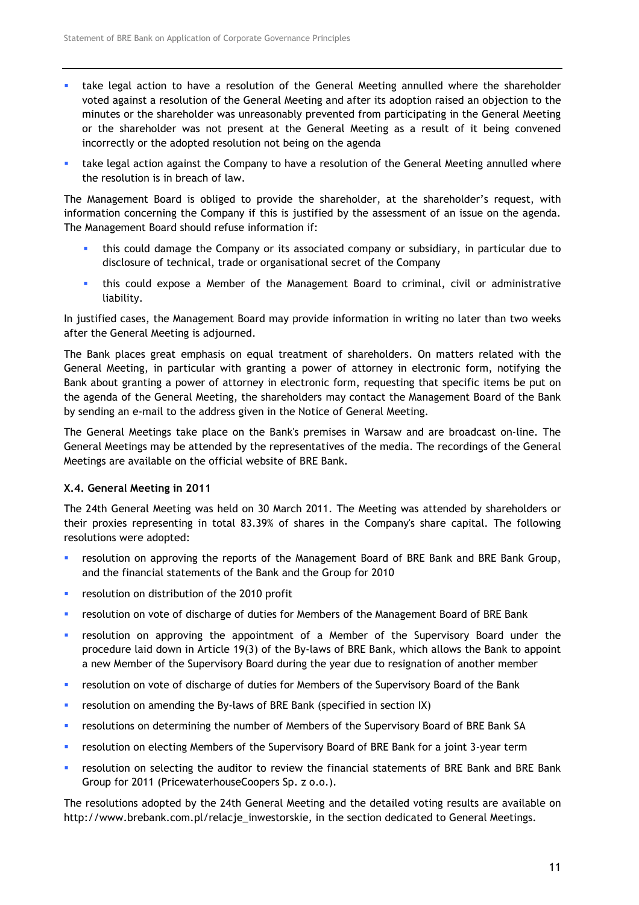- take legal action to have a resolution of the General Meeting annulled where the shareholder voted against a resolution of the General Meeting and after its adoption raised an objection to the minutes or the shareholder was unreasonably prevented from participating in the General Meeting or the shareholder was not present at the General Meeting as a result of it being convened incorrectly or the adopted resolution not being on the agenda
- take legal action against the Company to have a resolution of the General Meeting annulled where the resolution is in breach of law.

The Management Board is obliged to provide the shareholder, at the shareholder's request, with information concerning the Company if this is justified by the assessment of an issue on the agenda. The Management Board should refuse information if:

- this could damage the Company or its associated company or subsidiary, in particular due to disclosure of technical, trade or organisational secret of the Company
- this could expose a Member of the Management Board to criminal, civil or administrative liability.

In justified cases, the Management Board may provide information in writing no later than two weeks after the General Meeting is adjourned.

The Bank places great emphasis on equal treatment of shareholders. On matters related with the General Meeting, in particular with granting a power of attorney in electronic form, notifying the Bank about granting a power of attorney in electronic form, requesting that specific items be put on the agenda of the General Meeting, the shareholders may contact the Management Board of the Bank by sending an e-mail to the address given in the Notice of General Meeting.

The General Meetings take place on the Bank's premises in Warsaw and are broadcast on-line. The General Meetings may be attended by the representatives of the media. The recordings of the General Meetings are available on the official website of BRE Bank.

**X.4. General Meeting in 2011**

The 24th General Meeting was held on 30 March 2011. The Meeting was attended by shareholders or their proxies representing in total 83.39% of shares in the Company's share capital. The following resolutions were adopted:

- resolution on approving the reports of the Management Board of BRE Bank and BRE Bank Group, and the financial statements of the Bank and the Group for 2010
- resolution on distribution of the 2010 profit
- resolution on vote of discharge of duties for Members of the Management Board of BRE Bank
- resolution on approving the appointment of a Member of the Supervisory Board under the procedure laid down in Article 19(3) of the By-laws of BRE Bank, which allows the Bank to appoint a new Member of the Supervisory Board during the year due to resignation of another member
- resolution on vote of discharge of duties for Members of the Supervisory Board of the Bank
- resolution on amending the By-laws of BRE Bank (specified in section IX)
- resolutions on determining the number of Members of the Supervisory Board of BRE Bank SA
- resolution on electing Members of the Supervisory Board of BRE Bank for a joint 3-year term
- resolution on selecting the auditor to review the financial statements of BRE Bank and BRE Bank Group for 2011 (PricewaterhouseCoopers Sp. z o.o.).

The resolutions adopted by the 24th General Meeting and the detailed voting results are available on http://www.brebank.com.pl/relacje_inwestorskie, in the section dedicated to General Meetings.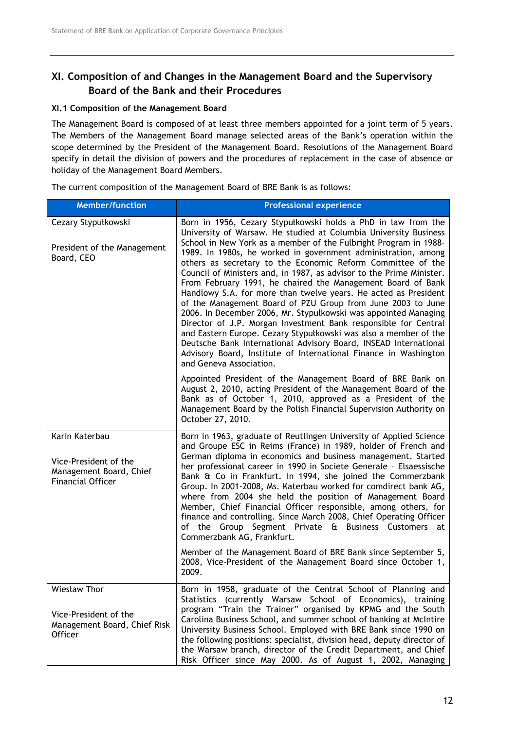## XI. Composition of and Changes in the Management Board and the Supervisory Board of the Bank and their Procedures

### XI.1 Composition of the Management Board

The Management Board is composed of at least three members appointed for a joint term of 5 years. The Members of the Management Board manage selected areas of the Bank's operation within the scope determined by the President of the Management Board. Resolutions of the Management Board specify in detail the division of powers and the procedures of replacement in the case of absence or holiday of the Management Board Members.

The current composition of the Management Board of BRE Bank is as follows:

| Member/function | Professional experience |
|---|---|
| Cezary Stypułkowski<br><br>President of the Management Board, CEO | Born in 1956, Cezary Stypułkowski holds a PhD in law from the University of Warsaw. He studied at Columbia University Business School in New York as a member of the Fulbright Program in 1988-1989. In 1980s, he worked in government administration, among others as secretary to the Economic Reform Committee of the Council of Ministers and, in 1987, as advisor to the Prime Minister. From February 1991, he chaired the Management Board of Bank Handlowy S.A. for more than twelve years. He acted as President of the Management Board of PZU Group from June 2003 to June 2006. In December 2006, Mr. Stypułkowski was appointed Managing Director of J.P. Morgan Investment Bank responsible for Central and Eastern Europe. Cezary Stypułkowski was also a member of the Deutsche Bank International Advisory Board, INSEAD International Advisory Board, Institute of International Finance in Washington and Geneva Association.<br><br>Appointed President of the Management Board of BRE Bank on August 2, 2010, acting President of the Management Board of the Bank as of October 1, 2010, approved as a President of the Management Board by the Polish Financial Supervision Authority on October 27, 2010. |
| Karin Katerbau<br><br>Vice-President of the Management Board, Chief Financial Officer | Born in 1963, graduate of Reutlingen University of Applied Science and Groupe ESC in Reims (France) in 1989, holder of French and German diploma in economics and business management. Started her professional career in 1990 in Societe Generale – Elsaessische Bank & Co in Frankfurt. In 1994, she joined the Commerzbank Group. In 2001-2008, Ms. Katerbau worked for comdirect bank AG, where from 2004 she held the position of Management Board Member, Chief Financial Officer responsible, among others, for finance and controlling. Since March 2008, Chief Operating Officer of the Group Segment Private & Business Customers at Commerzbank AG, Frankfurt.<br><br>Member of the Management Board of BRE Bank since September 5, 2008, Vice-President of the Management Board since October 1, 2009. |
| Wiesław Thor<br><br>Vice-President of the Management Board, Chief Risk Officer | Born in 1958, graduate of the Central School of Planning and Statistics (currently Warsaw School of Economics), training program "Train the Trainer" organised by KPMG and the South Carolina Business School, and summer school of banking at McIntire University Business School. Employed with BRE Bank since 1990 on the following positions: specialist, division head, deputy director of the Warsaw branch, director of the Credit Department, and Chief Risk Officer since May 2000. As of August 1, 2002, Managing |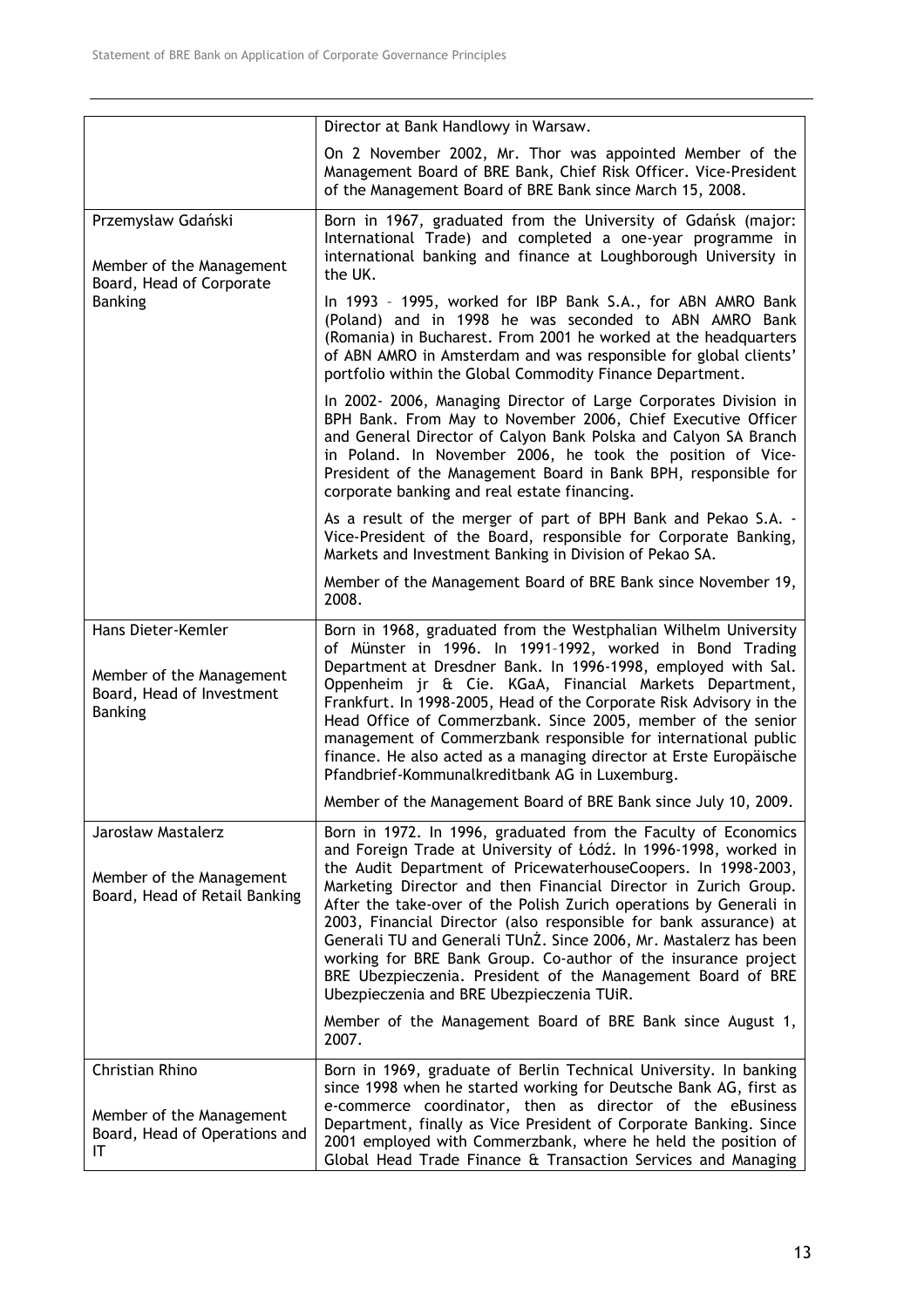| | |
|---|---|
| | Director at Bank Handlowy in Warsaw.<br><br>On 2 November 2002, Mr. Thor was appointed Member of the Management Board of BRE Bank, Chief Risk Officer. Vice-President of the Management Board of BRE Bank since March 15, 2008. |
| Przemysław Gdański<br><br>Member of the Management Board, Head of Corporate Banking | Born in 1967, graduated from the University of Gdańsk (major: International Trade) and completed a one-year programme in international banking and finance at Loughborough University in the UK.<br><br>In 1993 – 1995, worked for IBP Bank S.A., for ABN AMRO Bank (Poland) and in 1998 he was seconded to ABN AMRO Bank (Romania) in Bucharest. From 2001 he worked at the headquarters of ABN AMRO in Amsterdam and was responsible for global clients' portfolio within the Global Commodity Finance Department.<br><br>In 2002- 2006, Managing Director of Large Corporates Division in BPH Bank. From May to November 2006, Chief Executive Officer and General Director of Calyon Bank Polska and Calyon SA Branch in Poland. In November 2006, he took the position of Vice-President of the Management Board in Bank BPH, responsible for corporate banking and real estate financing.<br><br>As a result of the merger of part of BPH Bank and Pekao S.A. - Vice-President of the Board, responsible for Corporate Banking, Markets and Investment Banking in Division of Pekao SA.<br><br>Member of the Management Board of BRE Bank since November 19, 2008. |
| Hans Dieter-Kemler<br><br>Member of the Management Board, Head of Investment Banking | Born in 1968, graduated from the Westphalian Wilhelm University of Münster in 1996. In 1991–1992, worked in Bond Trading Department at Dresdner Bank. In 1996-1998, employed with Sal. Oppenheim jr & Cie. KGaA, Financial Markets Department, Frankfurt. In 1998-2005, Head of the Corporate Risk Advisory in the Head Office of Commerzbank. Since 2005, member of the senior management of Commerzbank responsible for international public finance. He also acted as a managing director at Erste Europäische Pfandbrief-Kommunalkreditbank AG in Luxemburg.<br><br>Member of the Management Board of BRE Bank since July 10, 2009. |
| Jarosław Mastalerz<br><br>Member of the Management Board, Head of Retail Banking | Born in 1972. In 1996, graduated from the Faculty of Economics and Foreign Trade at University of Łódź. In 1996-1998, worked in the Audit Department of PricewaterhouseCoopers. In 1998-2003, Marketing Director and then Financial Director in Zurich Group. After the take-over of the Polish Zurich operations by Generali in 2003, Financial Director (also responsible for bank assurance) at Generali TU and Generali TUnŻ. Since 2006, Mr. Mastalerz has been working for BRE Bank Group. Co-author of the insurance project BRE Ubezpieczenia. President of the Management Board of BRE Ubezpieczenia and BRE Ubezpieczenia TUiR.<br><br>Member of the Management Board of BRE Bank since August 1, 2007. |
| Christian Rhino<br><br>Member of the Management Board, Head of Operations and IT | Born in 1969, graduate of Berlin Technical University. In banking since 1998 when he started working for Deutsche Bank AG, first as e-commerce coordinator, then as director of the eBusiness Department, finally as Vice President of Corporate Banking. Since 2001 employed with Commerzbank, where he held the position of Global Head Trade Finance & Transaction Services and Managing |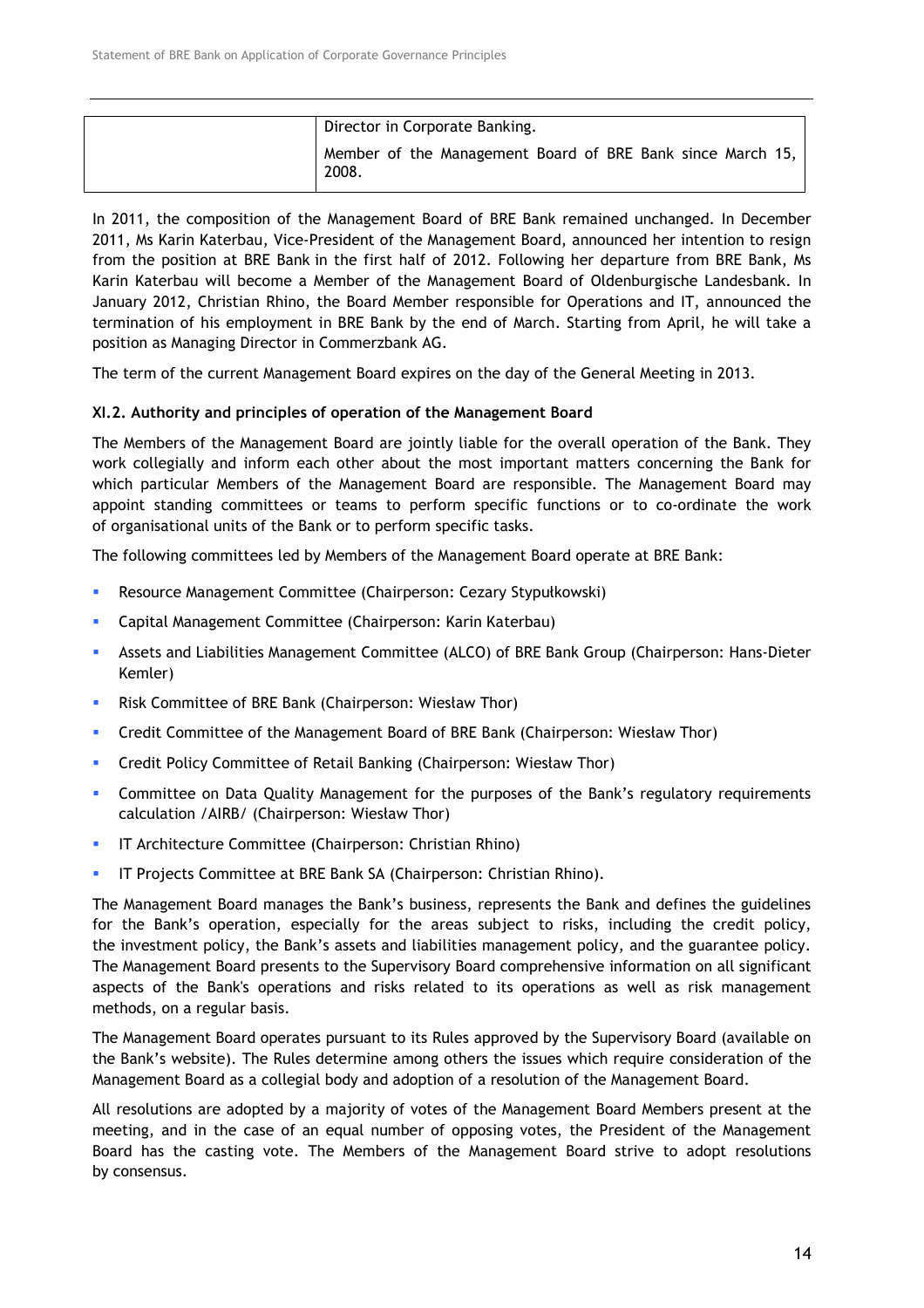| | Director in Corporate Banking. Member of the Management Board of BRE Bank since March 15, 2008. |
|---|---|

In 2011, the composition of the Management Board of BRE Bank remained unchanged. In December 2011, Ms Karin Katerbau, Vice-President of the Management Board, announced her intention to resign from the position at BRE Bank in the first half of 2012. Following her departure from BRE Bank, Ms Karin Katerbau will become a Member of the Management Board of Oldenburgische Landesbank. In January 2012, Christian Rhino, the Board Member responsible for Operations and IT, announced the termination of his employment in BRE Bank by the end of March. Starting from April, he will take a position as Managing Director in Commerzbank AG.

The term of the current Management Board expires on the day of the General Meeting in 2013.

### XI.2. Authority and principles of operation of the Management Board

The Members of the Management Board are jointly liable for the overall operation of the Bank. They work collegially and inform each other about the most important matters concerning the Bank for which particular Members of the Management Board are responsible. The Management Board may appoint standing committees or teams to perform specific functions or to co-ordinate the work of organisational units of the Bank or to perform specific tasks.

The following committees led by Members of the Management Board operate at BRE Bank:

- Resource Management Committee (Chairperson: Cezary Stypułkowski)
- Capital Management Committee (Chairperson: Karin Katerbau)
- Assets and Liabilities Management Committee (ALCO) of BRE Bank Group (Chairperson: Hans-Dieter Kemler)
- Risk Committee of BRE Bank (Chairperson: Wiesław Thor)
- Credit Committee of the Management Board of BRE Bank (Chairperson: Wiesław Thor)
- Credit Policy Committee of Retail Banking (Chairperson: Wiesław Thor)
- Committee on Data Quality Management for the purposes of the Bank's regulatory requirements calculation /AIRB/ (Chairperson: Wiesław Thor)
- IT Architecture Committee (Chairperson: Christian Rhino)
- IT Projects Committee at BRE Bank SA (Chairperson: Christian Rhino).

The Management Board manages the Bank's business, represents the Bank and defines the guidelines for the Bank's operation, especially for the areas subject to risks, including the credit policy, the investment policy, the Bank's assets and liabilities management policy, and the guarantee policy. The Management Board presents to the Supervisory Board comprehensive information on all significant aspects of the Bank's operations and risks related to its operations as well as risk management methods, on a regular basis.

The Management Board operates pursuant to its Rules approved by the Supervisory Board (available on the Bank's website). The Rules determine among others the issues which require consideration of the Management Board as a collegial body and adoption of a resolution of the Management Board.

All resolutions are adopted by a majority of votes of the Management Board Members present at the meeting, and in the case of an equal number of opposing votes, the President of the Management Board has the casting vote. The Members of the Management Board strive to adopt resolutions by consensus.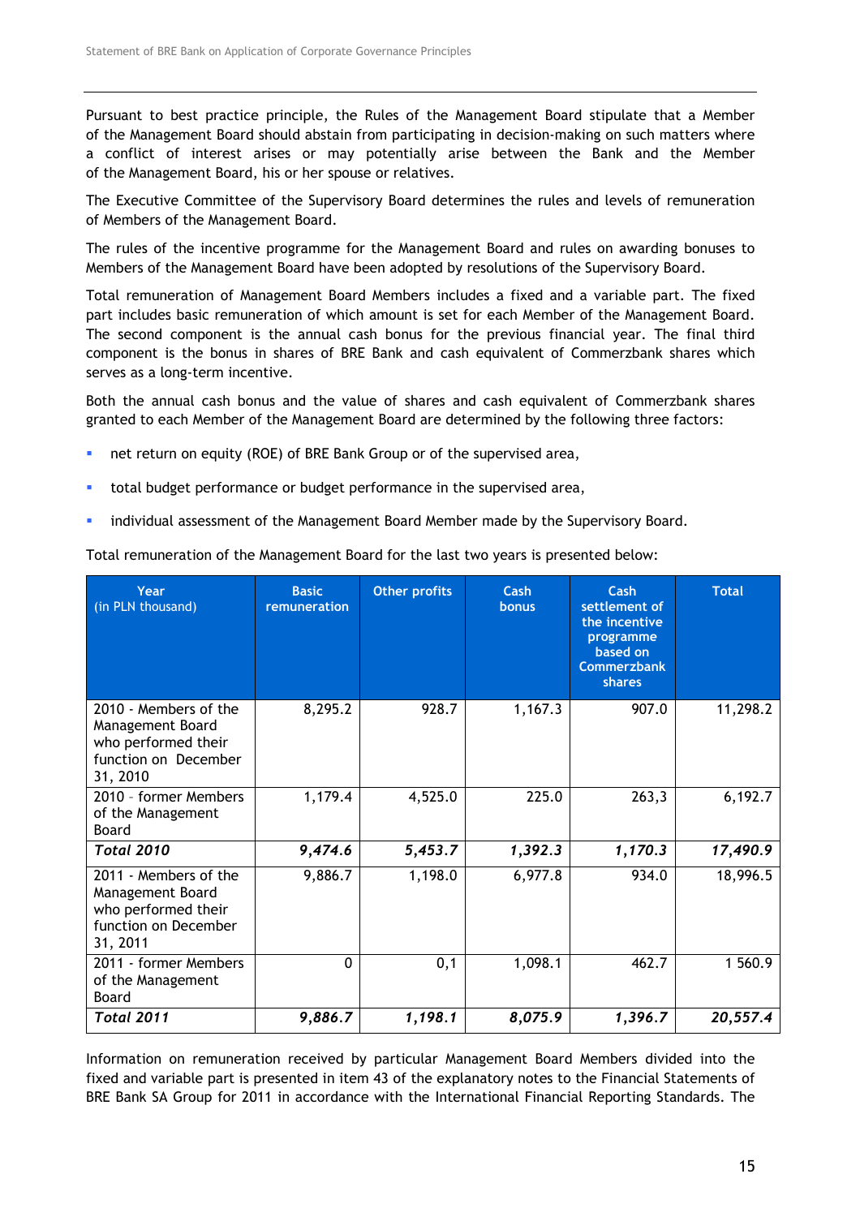Pursuant to best practice principle, the Rules of the Management Board stipulate that a Member of the Management Board should abstain from participating in decision-making on such matters where a conflict of interest arises or may potentially arise between the Bank and the Member of the Management Board, his or her spouse or relatives.

The Executive Committee of the Supervisory Board determines the rules and levels of remuneration of Members of the Management Board.

The rules of the incentive programme for the Management Board and rules on awarding bonuses to Members of the Management Board have been adopted by resolutions of the Supervisory Board.

Total remuneration of Management Board Members includes a fixed and a variable part. The fixed part includes basic remuneration of which amount is set for each Member of the Management Board. The second component is the annual cash bonus for the previous financial year. The final third component is the bonus in shares of BRE Bank and cash equivalent of Commerzbank shares which serves as a long-term incentive.

Both the annual cash bonus and the value of shares and cash equivalent of Commerzbank shares granted to each Member of the Management Board are determined by the following three factors:

- net return on equity (ROE) of BRE Bank Group or of the supervised area,
- total budget performance or budget performance in the supervised area,
- individual assessment of the Management Board Member made by the Supervisory Board.

Total remuneration of the Management Board for the last two years is presented below:

| Year (in PLN thousand) | Basic remuneration | Other profits | Cash bonus | Cash settlement of the incentive programme based on Commerzbank shares | Total |
|---|---|---|---|---|---|
| 2010 - Members of the Management Board who performed their function on December 31, 2010 | 8,295.2 | 928.7 | 1,167.3 | 907.0 | 11,298.2 |
| 2010 – former Members of the Management Board | 1,179.4 | 4,525.0 | 225.0 | 263,3 | 6,192.7 |
| ***Total 2010*** | ***9,474.6*** | ***5,453.7*** | ***1,392.3*** | ***1,170.3*** | ***17,490.9*** |
| 2011 - Members of the Management Board who performed their function on December 31, 2011 | 9,886.7 | 1,198.0 | 6,977.8 | 934.0 | 18,996.5 |
| 2011 - former Members of the Management Board | 0 | 0,1 | 1,098.1 | 462.7 | 1 560.9 |
| ***Total 2011*** | ***9,886.7*** | ***1,198.1*** | ***8,075.9*** | ***1,396.7*** | ***20,557.4*** |

Information on remuneration received by particular Management Board Members divided into the fixed and variable part is presented in item 43 of the explanatory notes to the Financial Statements of BRE Bank SA Group for 2011 in accordance with the International Financial Reporting Standards. The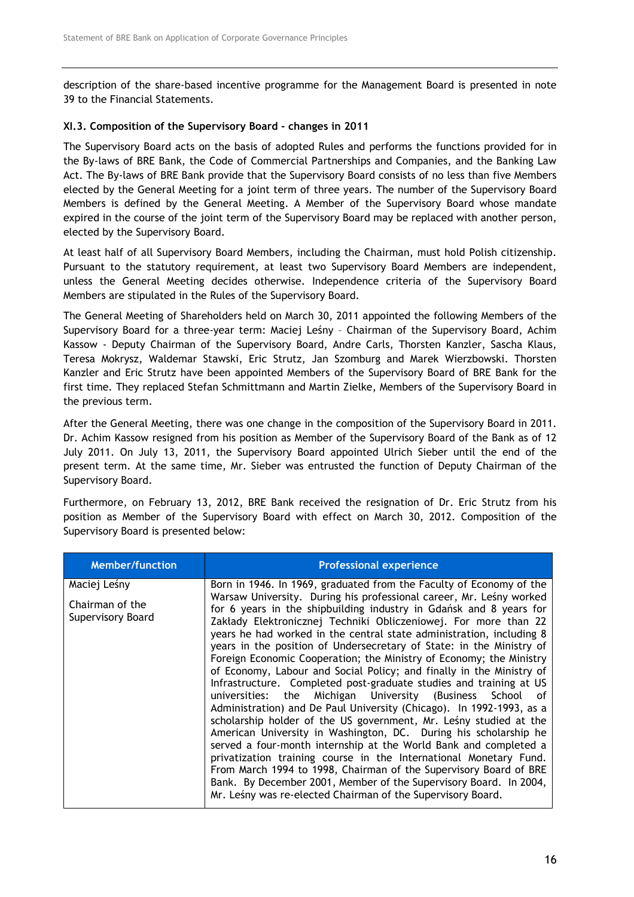description of the share-based incentive programme for the Management Board is presented in note 39 to the Financial Statements.

### XI.3. Composition of the Supervisory Board - changes in 2011

The Supervisory Board acts on the basis of adopted Rules and performs the functions provided for in the By-laws of BRE Bank, the Code of Commercial Partnerships and Companies, and the Banking Law Act. The By-laws of BRE Bank provide that the Supervisory Board consists of no less than five Members elected by the General Meeting for a joint term of three years. The number of the Supervisory Board Members is defined by the General Meeting. A Member of the Supervisory Board whose mandate expired in the course of the joint term of the Supervisory Board may be replaced with another person, elected by the Supervisory Board.

At least half of all Supervisory Board Members, including the Chairman, must hold Polish citizenship. Pursuant to the statutory requirement, at least two Supervisory Board Members are independent, unless the General Meeting decides otherwise. Independence criteria of the Supervisory Board Members are stipulated in the Rules of the Supervisory Board.

The General Meeting of Shareholders held on March 30, 2011 appointed the following Members of the Supervisory Board for a three-year term: Maciej Leśny – Chairman of the Supervisory Board, Achim Kassow - Deputy Chairman of the Supervisory Board, Andre Carls, Thorsten Kanzler, Sascha Klaus, Teresa Mokrysz, Waldemar Stawski, Eric Strutz, Jan Szomburg and Marek Wierzbowski. Thorsten Kanzler and Eric Strutz have been appointed Members of the Supervisory Board of BRE Bank for the first time. They replaced Stefan Schmittmann and Martin Zielke, Members of the Supervisory Board in the previous term.

After the General Meeting, there was one change in the composition of the Supervisory Board in 2011. Dr. Achim Kassow resigned from his position as Member of the Supervisory Board of the Bank as of 12 July 2011. On July 13, 2011, the Supervisory Board appointed Ulrich Sieber until the end of the present term. At the same time, Mr. Sieber was entrusted the function of Deputy Chairman of the Supervisory Board.

Furthermore, on February 13, 2012, BRE Bank received the resignation of Dr. Eric Strutz from his position as Member of the Supervisory Board with effect on March 30, 2012. Composition of the Supervisory Board is presented below:

| Member/function | Professional experience |
|---|---|
| Maciej Leśny<br><br>Chairman of the Supervisory Board | Born in 1946. In 1969, graduated from the Faculty of Economy of the Warsaw University. During his professional career, Mr. Leśny worked for 6 years in the shipbuilding industry in Gdańsk and 8 years for Zakłady Elektronicznej Techniki Obliczeniowej. For more than 22 years he had worked in the central state administration, including 8 years in the position of Undersecretary of State: in the Ministry of Foreign Economic Cooperation; the Ministry of Economy; the Ministry of Economy, Labour and Social Policy; and finally in the Ministry of Infrastructure. Completed post-graduate studies and training at US universities: the Michigan University (Business School of Administration) and De Paul University (Chicago). In 1992-1993, as a scholarship holder of the US government, Mr. Leśny studied at the American University in Washington, DC. During his scholarship he served a four-month internship at the World Bank and completed a privatization training course in the International Monetary Fund. From March 1994 to 1998, Chairman of the Supervisory Board of BRE Bank. By December 2001, Member of the Supervisory Board. In 2004, Mr. Leśny was re-elected Chairman of the Supervisory Board. |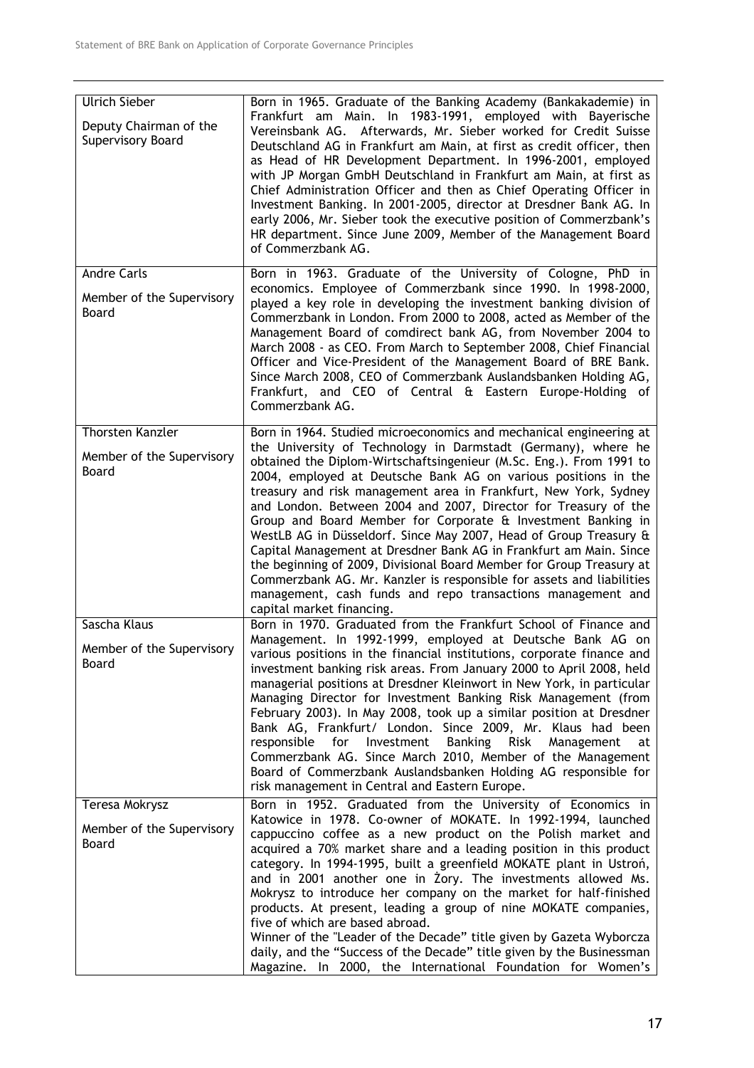| | |
|---|---|
| Ulrich Sieber<br><br>Deputy Chairman of the Supervisory Board | Born in 1965. Graduate of the Banking Academy (Bankakademie) in Frankfurt am Main. In 1983-1991, employed with Bayerische Vereinsbank AG. Afterwards, Mr. Sieber worked for Credit Suisse Deutschland AG in Frankfurt am Main, at first as credit officer, then as Head of HR Development Department. In 1996-2001, employed with JP Morgan GmbH Deutschland in Frankfurt am Main, at first as Chief Administration Officer and then as Chief Operating Officer in Investment Banking. In 2001-2005, director at Dresdner Bank AG. In early 2006, Mr. Sieber took the executive position of Commerzbank's HR department. Since June 2009, Member of the Management Board of Commerzbank AG. |
| Andre Carls<br><br>Member of the Supervisory Board | Born in 1963. Graduate of the University of Cologne, PhD in economics. Employee of Commerzbank since 1990. In 1998-2000, played a key role in developing the investment banking division of Commerzbank in London. From 2000 to 2008, acted as Member of the Management Board of comdirect bank AG, from November 2004 to March 2008 - as CEO. From March to September 2008, Chief Financial Officer and Vice-President of the Management Board of BRE Bank. Since March 2008, CEO of Commerzbank Auslandsbanken Holding AG, Frankfurt, and CEO of Central & Eastern Europe-Holding of Commerzbank AG. |
| Thorsten Kanzler<br><br>Member of the Supervisory Board | Born in 1964. Studied microeconomics and mechanical engineering at the University of Technology in Darmstadt (Germany), where he obtained the Diplom-Wirtschaftsingenieur (M.Sc. Eng.). From 1991 to 2004, employed at Deutsche Bank AG on various positions in the treasury and risk management area in Frankfurt, New York, Sydney and London. Between 2004 and 2007, Director for Treasury of the Group and Board Member for Corporate & Investment Banking in WestLB AG in Düsseldorf. Since May 2007, Head of Group Treasury & Capital Management at Dresdner Bank AG in Frankfurt am Main. Since the beginning of 2009, Divisional Board Member for Group Treasury at Commerzbank AG. Mr. Kanzler is responsible for assets and liabilities management, cash funds and repo transactions management and capital market financing. |
| Sascha Klaus<br><br>Member of the Supervisory Board | Born in 1970. Graduated from the Frankfurt School of Finance and Management. In 1992-1999, employed at Deutsche Bank AG on various positions in the financial institutions, corporate finance and investment banking risk areas. From January 2000 to April 2008, held managerial positions at Dresdner Kleinwort in New York, in particular Managing Director for Investment Banking Risk Management (from February 2003). In May 2008, took up a similar position at Dresdner Bank AG, Frankfurt/ London. Since 2009, Mr. Klaus had been responsible for Investment Banking Risk Management at Commerzbank AG. Since March 2010, Member of the Management Board of Commerzbank Auslandsbanken Holding AG responsible for risk management in Central and Eastern Europe. |
| Teresa Mokrysz<br><br>Member of the Supervisory Board | Born in 1952. Graduated from the University of Economics in Katowice in 1978. Co-owner of MOKATE. In 1992-1994, launched cappuccino coffee as a new product on the Polish market and acquired a 70% market share and a leading position in this product category. In 1994-1995, built a greenfield MOKATE plant in Ustroń, and in 2001 another one in Żory. The investments allowed Ms. Mokrysz to introduce her company on the market for half-finished products. At present, leading a group of nine MOKATE companies, five of which are based abroad.<br>Winner of the "Leader of the Decade" title given by Gazeta Wyborcza daily, and the "Success of the Decade" title given by the Businessman Magazine. In 2000, the International Foundation for Women's |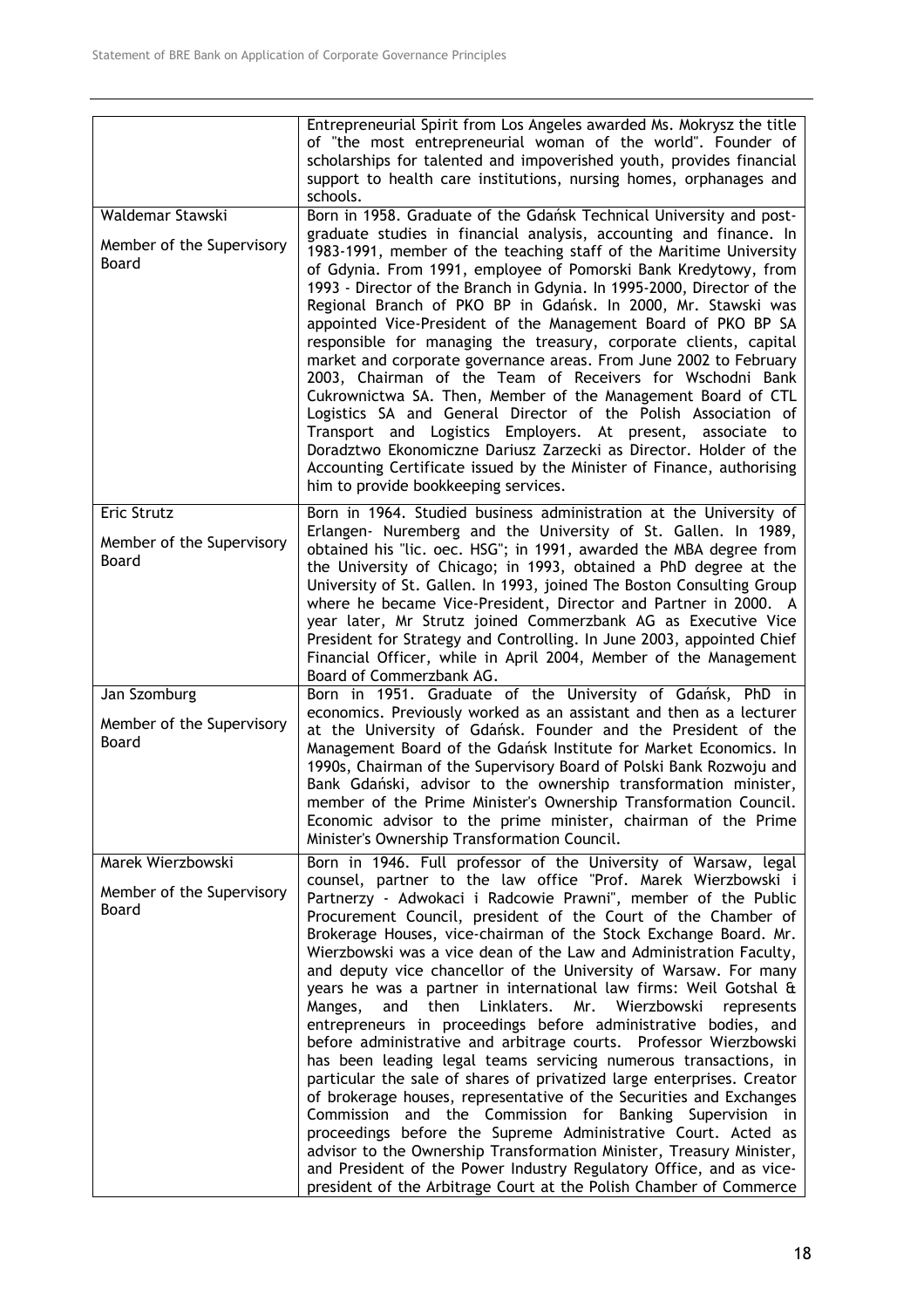| | |
|---|---|
| | Entrepreneurial Spirit from Los Angeles awarded Ms. Mokrysz the title of "the most entrepreneurial woman of the world". Founder of scholarships for talented and impoverished youth, provides financial support to health care institutions, nursing homes, orphanages and schools. |
| Waldemar Stawski<br><br>Member of the Supervisory Board | Born in 1958. Graduate of the Gdańsk Technical University and post-graduate studies in financial analysis, accounting and finance. In 1983-1991, member of the teaching staff of the Maritime University of Gdynia. From 1991, employee of Pomorski Bank Kredytowy, from 1993 - Director of the Branch in Gdynia. In 1995-2000, Director of the Regional Branch of PKO BP in Gdańsk. In 2000, Mr. Stawski was appointed Vice-President of the Management Board of PKO BP SA responsible for managing the treasury, corporate clients, capital market and corporate governance areas. From June 2002 to February 2003, Chairman of the Team of Receivers for Wschodni Bank Cukrownictwa SA. Then, Member of the Management Board of CTL Logistics SA and General Director of the Polish Association of Transport and Logistics Employers. At present, associate to Doradztwo Ekonomiczne Dariusz Zarzecki as Director. Holder of the Accounting Certificate issued by the Minister of Finance, authorising him to provide bookkeeping services. |
| Eric Strutz<br><br>Member of the Supervisory Board | Born in 1964. Studied business administration at the University of Erlangen- Nuremberg and the University of St. Gallen. In 1989, obtained his "lic. oec. HSG"; in 1991, awarded the MBA degree from the University of Chicago; in 1993, obtained a PhD degree at the University of St. Gallen. In 1993, joined The Boston Consulting Group where he became Vice-President, Director and Partner in 2000. A year later, Mr Strutz joined Commerzbank AG as Executive Vice President for Strategy and Controlling. In June 2003, appointed Chief Financial Officer, while in April 2004, Member of the Management Board of Commerzbank AG. |
| Jan Szomburg<br><br>Member of the Supervisory Board | Born in 1951. Graduate of the University of Gdańsk, PhD in economics. Previously worked as an assistant and then as a lecturer at the University of Gdańsk. Founder and the President of the Management Board of the Gdańsk Institute for Market Economics. In 1990s, Chairman of the Supervisory Board of Polski Bank Rozwoju and Bank Gdański, advisor to the ownership transformation minister, member of the Prime Minister's Ownership Transformation Council. Economic advisor to the prime minister, chairman of the Prime Minister's Ownership Transformation Council. |
| Marek Wierzbowski<br><br>Member of the Supervisory Board | Born in 1946. Full professor of the University of Warsaw, legal counsel, partner to the law office "Prof. Marek Wierzbowski i Partnerzy - Adwokaci i Radcowie Prawni", member of the Public Procurement Council, president of the Court of the Chamber of Brokerage Houses, vice-chairman of the Stock Exchange Board. Mr. Wierzbowski was a vice dean of the Law and Administration Faculty, and deputy vice chancellor of the University of Warsaw. For many years he was a partner in international law firms: Weil Gotshal & Manges, and then Linklaters. Mr. Wierzbowski represents entrepreneurs in proceedings before administrative bodies, and before administrative and arbitrage courts. Professor Wierzbowski has been leading legal teams servicing numerous transactions, in particular the sale of shares of privatized large enterprises. Creator of brokerage houses, representative of the Securities and Exchanges Commission and the Commission for Banking Supervision in proceedings before the Supreme Administrative Court. Acted as advisor to the Ownership Transformation Minister, Treasury Minister, and President of the Power Industry Regulatory Office, and as vice-president of the Arbitrage Court at the Polish Chamber of Commerce |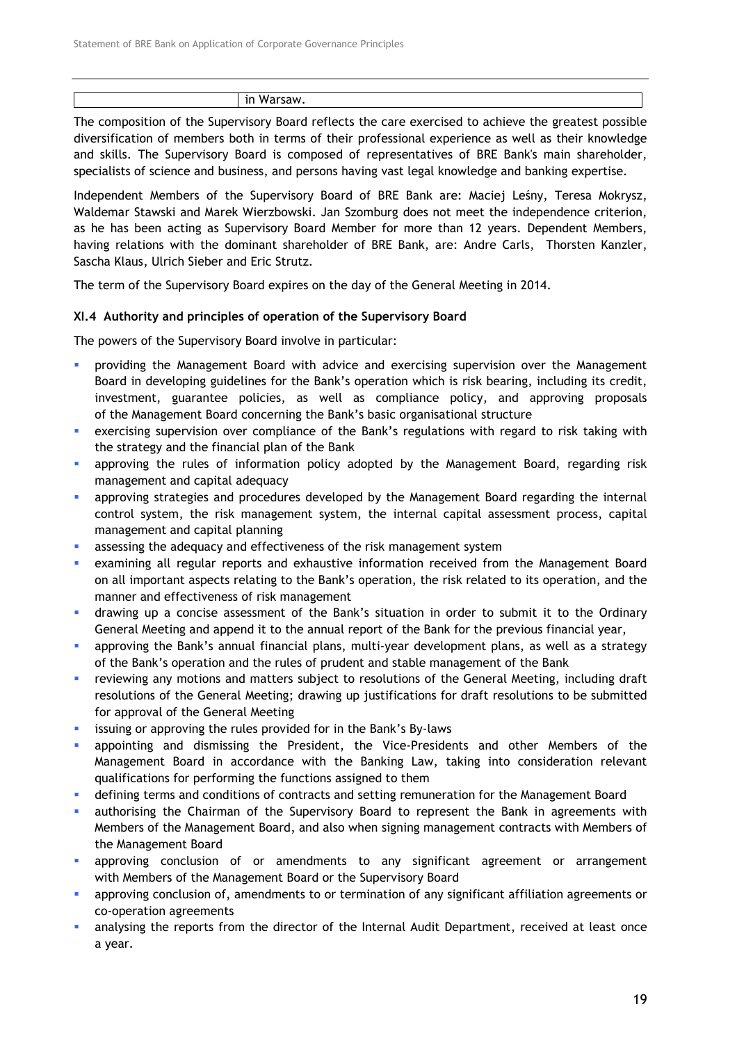| | in Warsaw. |
|---|---|

The composition of the Supervisory Board reflects the care exercised to achieve the greatest possible diversification of members both in terms of their professional experience as well as their knowledge and skills. The Supervisory Board is composed of representatives of BRE Bank's main shareholder, specialists of science and business, and persons having vast legal knowledge and banking expertise.

Independent Members of the Supervisory Board of BRE Bank are: Maciej Leśny, Teresa Mokrysz, Waldemar Stawski and Marek Wierzbowski. Jan Szomburg does not meet the independence criterion, as he has been acting as Supervisory Board Member for more than 12 years. Dependent Members, having relations with the dominant shareholder of BRE Bank, are: Andre Carls, Thorsten Kanzler, Sascha Klaus, Ulrich Sieber and Eric Strutz.

The term of the Supervisory Board expires on the day of the General Meeting in 2014.

### XI.4 Authority and principles of operation of the Supervisory Board

The powers of the Supervisory Board involve in particular:

- providing the Management Board with advice and exercising supervision over the Management Board in developing guidelines for the Bank's operation which is risk bearing, including its credit, investment, guarantee policies, as well as compliance policy, and approving proposals of the Management Board concerning the Bank's basic organisational structure
- exercising supervision over compliance of the Bank's regulations with regard to risk taking with the strategy and the financial plan of the Bank
- approving the rules of information policy adopted by the Management Board, regarding risk management and capital adequacy
- approving strategies and procedures developed by the Management Board regarding the internal control system, the risk management system, the internal capital assessment process, capital management and capital planning
- assessing the adequacy and effectiveness of the risk management system
- examining all regular reports and exhaustive information received from the Management Board on all important aspects relating to the Bank's operation, the risk related to its operation, and the manner and effectiveness of risk management
- drawing up a concise assessment of the Bank's situation in order to submit it to the Ordinary General Meeting and append it to the annual report of the Bank for the previous financial year,
- approving the Bank's annual financial plans, multi-year development plans, as well as a strategy of the Bank's operation and the rules of prudent and stable management of the Bank
- reviewing any motions and matters subject to resolutions of the General Meeting, including draft resolutions of the General Meeting; drawing up justifications for draft resolutions to be submitted for approval of the General Meeting
- issuing or approving the rules provided for in the Bank's By-laws
- appointing and dismissing the President, the Vice-Presidents and other Members of the Management Board in accordance with the Banking Law, taking into consideration relevant qualifications for performing the functions assigned to them
- defining terms and conditions of contracts and setting remuneration for the Management Board
- authorising the Chairman of the Supervisory Board to represent the Bank in agreements with Members of the Management Board, and also when signing management contracts with Members of the Management Board
- approving conclusion of or amendments to any significant agreement or arrangement with Members of the Management Board or the Supervisory Board
- approving conclusion of, amendments to or termination of any significant affiliation agreements or co-operation agreements
- analysing the reports from the director of the Internal Audit Department, received at least once a year.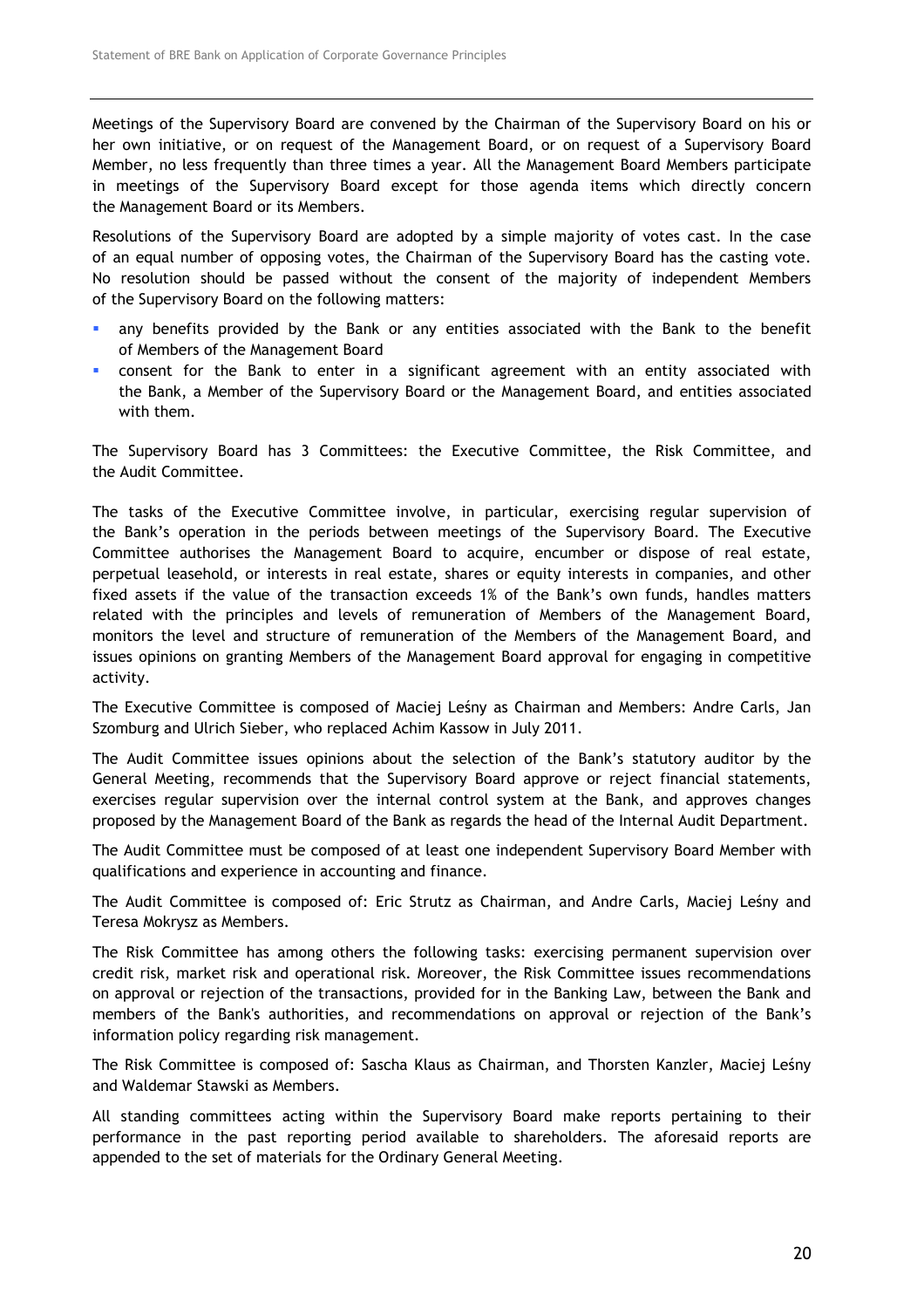Meetings of the Supervisory Board are convened by the Chairman of the Supervisory Board on his or her own initiative, or on request of the Management Board, or on request of a Supervisory Board Member, no less frequently than three times a year. All the Management Board Members participate in meetings of the Supervisory Board except for those agenda items which directly concern the Management Board or its Members.

Resolutions of the Supervisory Board are adopted by a simple majority of votes cast. In the case of an equal number of opposing votes, the Chairman of the Supervisory Board has the casting vote. No resolution should be passed without the consent of the majority of independent Members of the Supervisory Board on the following matters:

- any benefits provided by the Bank or any entities associated with the Bank to the benefit of Members of the Management Board
- consent for the Bank to enter in a significant agreement with an entity associated with the Bank, a Member of the Supervisory Board or the Management Board, and entities associated with them.

The Supervisory Board has 3 Committees: the Executive Committee, the Risk Committee, and the Audit Committee.

The tasks of the Executive Committee involve, in particular, exercising regular supervision of the Bank's operation in the periods between meetings of the Supervisory Board. The Executive Committee authorises the Management Board to acquire, encumber or dispose of real estate, perpetual leasehold, or interests in real estate, shares or equity interests in companies, and other fixed assets if the value of the transaction exceeds 1% of the Bank's own funds, handles matters related with the principles and levels of remuneration of Members of the Management Board, monitors the level and structure of remuneration of the Members of the Management Board, and issues opinions on granting Members of the Management Board approval for engaging in competitive activity.

The Executive Committee is composed of Maciej Leśny as Chairman and Members: Andre Carls, Jan Szomburg and Ulrich Sieber, who replaced Achim Kassow in July 2011.

The Audit Committee issues opinions about the selection of the Bank's statutory auditor by the General Meeting, recommends that the Supervisory Board approve or reject financial statements, exercises regular supervision over the internal control system at the Bank, and approves changes proposed by the Management Board of the Bank as regards the head of the Internal Audit Department.

The Audit Committee must be composed of at least one independent Supervisory Board Member with qualifications and experience in accounting and finance.

The Audit Committee is composed of: Eric Strutz as Chairman, and Andre Carls, Maciej Leśny and Teresa Mokrysz as Members.

The Risk Committee has among others the following tasks: exercising permanent supervision over credit risk, market risk and operational risk. Moreover, the Risk Committee issues recommendations on approval or rejection of the transactions, provided for in the Banking Law, between the Bank and members of the Bank's authorities, and recommendations on approval or rejection of the Bank's information policy regarding risk management.

The Risk Committee is composed of: Sascha Klaus as Chairman, and Thorsten Kanzler, Maciej Leśny and Waldemar Stawski as Members.

All standing committees acting within the Supervisory Board make reports pertaining to their performance in the past reporting period available to shareholders. The aforesaid reports are appended to the set of materials for the Ordinary General Meeting.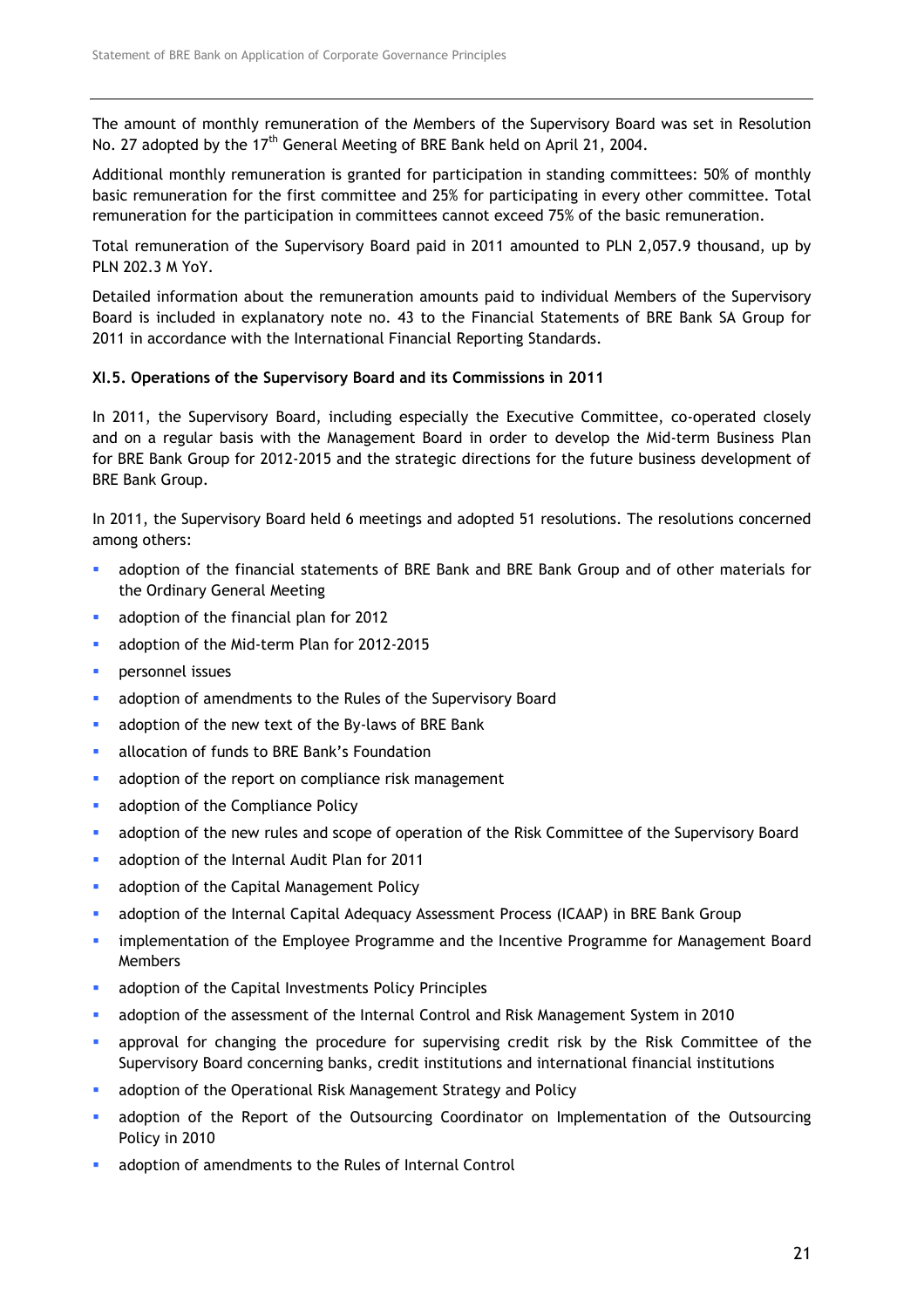The amount of monthly remuneration of the Members of the Supervisory Board was set in Resolution No. 27 adopted by the 17th General Meeting of BRE Bank held on April 21, 2004.

Additional monthly remuneration is granted for participation in standing committees: 50% of monthly basic remuneration for the first committee and 25% for participating in every other committee. Total remuneration for the participation in committees cannot exceed 75% of the basic remuneration.

Total remuneration of the Supervisory Board paid in 2011 amounted to PLN 2,057.9 thousand, up by PLN 202.3 M YoY.

Detailed information about the remuneration amounts paid to individual Members of the Supervisory Board is included in explanatory note no. 43 to the Financial Statements of BRE Bank SA Group for 2011 in accordance with the International Financial Reporting Standards.

### XI.5. Operations of the Supervisory Board and its Commissions in 2011

In 2011, the Supervisory Board, including especially the Executive Committee, co-operated closely and on a regular basis with the Management Board in order to develop the Mid-term Business Plan for BRE Bank Group for 2012-2015 and the strategic directions for the future business development of BRE Bank Group.

In 2011, the Supervisory Board held 6 meetings and adopted 51 resolutions. The resolutions concerned among others:

- adoption of the financial statements of BRE Bank and BRE Bank Group and of other materials for the Ordinary General Meeting
- adoption of the financial plan for 2012
- adoption of the Mid-term Plan for 2012-2015
- personnel issues
- adoption of amendments to the Rules of the Supervisory Board
- adoption of the new text of the By-laws of BRE Bank
- allocation of funds to BRE Bank's Foundation
- adoption of the report on compliance risk management
- adoption of the Compliance Policy
- adoption of the new rules and scope of operation of the Risk Committee of the Supervisory Board
- adoption of the Internal Audit Plan for 2011
- adoption of the Capital Management Policy
- adoption of the Internal Capital Adequacy Assessment Process (ICAAP) in BRE Bank Group
- implementation of the Employee Programme and the Incentive Programme for Management Board Members
- adoption of the Capital Investments Policy Principles
- adoption of the assessment of the Internal Control and Risk Management System in 2010
- approval for changing the procedure for supervising credit risk by the Risk Committee of the Supervisory Board concerning banks, credit institutions and international financial institutions
- adoption of the Operational Risk Management Strategy and Policy
- adoption of the Report of the Outsourcing Coordinator on Implementation of the Outsourcing Policy in 2010
- adoption of amendments to the Rules of Internal Control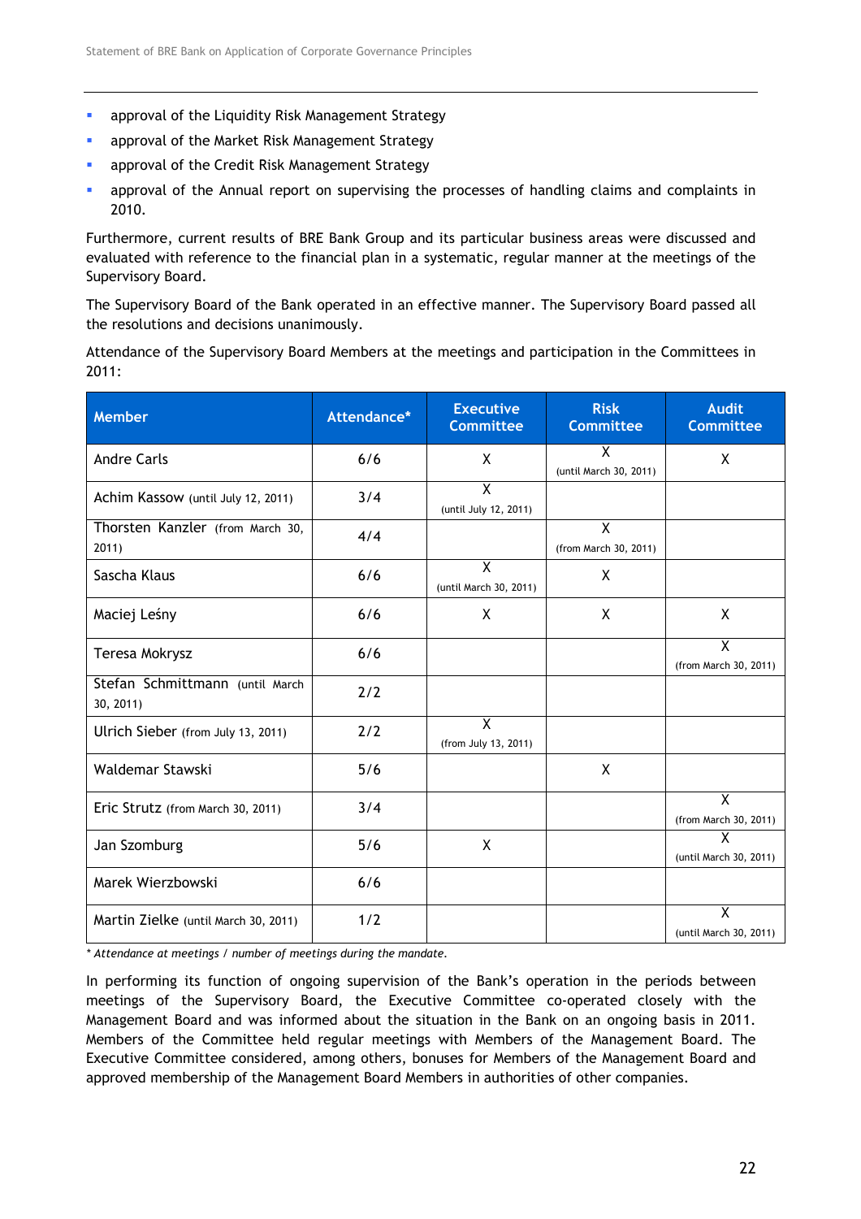- approval of the Liquidity Risk Management Strategy
- approval of the Market Risk Management Strategy
- approval of the Credit Risk Management Strategy
- approval of the Annual report on supervising the processes of handling claims and complaints in 2010.

Furthermore, current results of BRE Bank Group and its particular business areas were discussed and evaluated with reference to the financial plan in a systematic, regular manner at the meetings of the Supervisory Board.

The Supervisory Board of the Bank operated in an effective manner. The Supervisory Board passed all the resolutions and decisions unanimously.

Attendance of the Supervisory Board Members at the meetings and participation in the Committees in 2011:

| Member | Attendance* | Executive Committee | Risk Committee | Audit Committee |
|---|---|---|---|---|
| Andre Carls | 6/6 | X | X (until March 30, 2011) | X |
| Achim Kassow (until July 12, 2011) | 3/4 | X (until July 12, 2011) | | |
| Thorsten Kanzler (from March 30, 2011) | 4/4 | | X (from March 30, 2011) | |
| Sascha Klaus | 6/6 | X (until March 30, 2011) | X | |
| Maciej Leśny | 6/6 | X | X | X |
| Teresa Mokrysz | 6/6 | | | X (from March 30, 2011) |
| Stefan Schmittmann (until March 30, 2011) | 2/2 | | | |
| Ulrich Sieber (from July 13, 2011) | 2/2 | X (from July 13, 2011) | | |
| Waldemar Stawski | 5/6 | | X | |
| Eric Strutz (from March 30, 2011) | 3/4 | | | X (from March 30, 2011) |
| Jan Szomburg | 5/6 | X | | X (until March 30, 2011) |
| Marek Wierzbowski | 6/6 | | | |
| Martin Zielke (until March 30, 2011) | 1/2 | | | X (until March 30, 2011) |

*\* Attendance at meetings / number of meetings during the mandate.*

In performing its function of ongoing supervision of the Bank's operation in the periods between meetings of the Supervisory Board, the Executive Committee co-operated closely with the Management Board and was informed about the situation in the Bank on an ongoing basis in 2011. Members of the Committee held regular meetings with Members of the Management Board. The Executive Committee considered, among others, bonuses for Members of the Management Board and approved membership of the Management Board Members in authorities of other companies.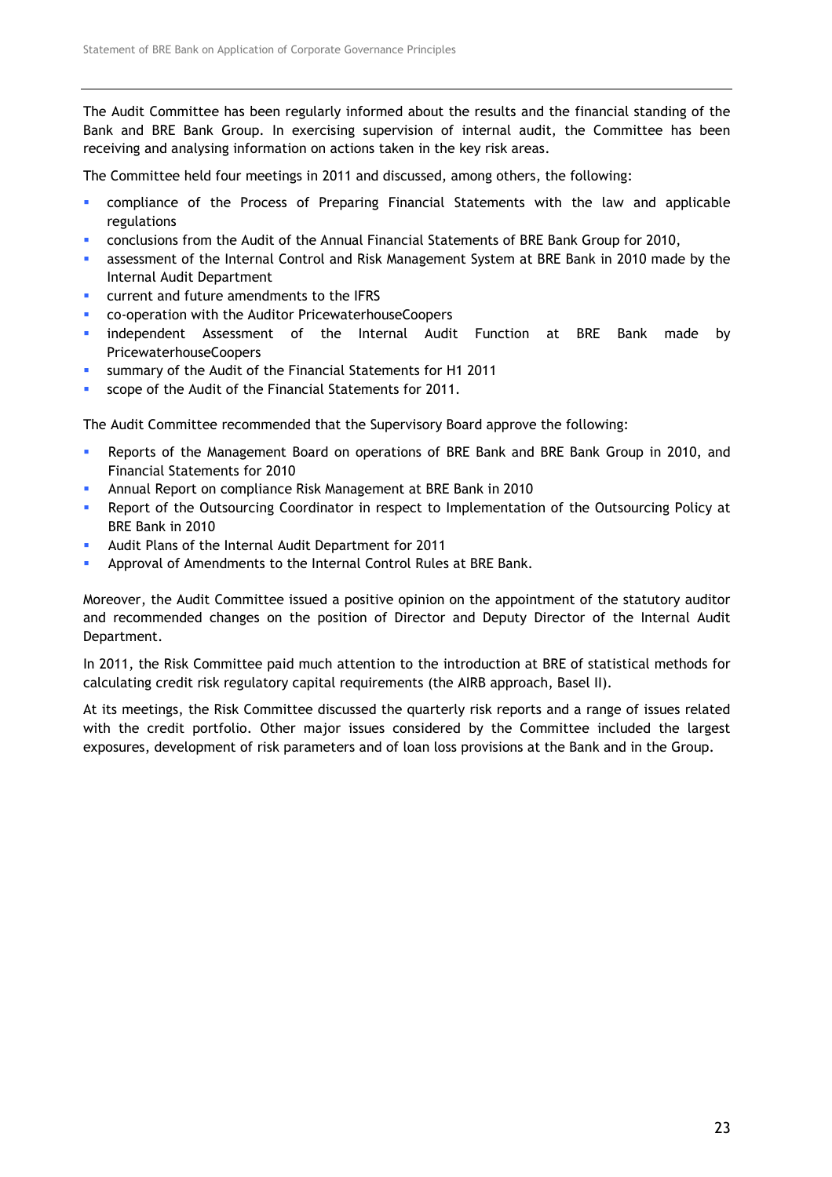The Audit Committee has been regularly informed about the results and the financial standing of the Bank and BRE Bank Group. In exercising supervision of internal audit, the Committee has been receiving and analysing information on actions taken in the key risk areas.

The Committee held four meetings in 2011 and discussed, among others, the following:

- compliance of the Process of Preparing Financial Statements with the law and applicable regulations
- conclusions from the Audit of the Annual Financial Statements of BRE Bank Group for 2010,
- assessment of the Internal Control and Risk Management System at BRE Bank in 2010 made by the Internal Audit Department
- current and future amendments to the IFRS
- co-operation with the Auditor PricewaterhouseCoopers
- independent Assessment of the Internal Audit Function at BRE Bank made by PricewaterhouseCoopers
- summary of the Audit of the Financial Statements for H1 2011
- scope of the Audit of the Financial Statements for 2011.

The Audit Committee recommended that the Supervisory Board approve the following:

- Reports of the Management Board on operations of BRE Bank and BRE Bank Group in 2010, and Financial Statements for 2010
- Annual Report on compliance Risk Management at BRE Bank in 2010
- Report of the Outsourcing Coordinator in respect to Implementation of the Outsourcing Policy at BRE Bank in 2010
- Audit Plans of the Internal Audit Department for 2011
- Approval of Amendments to the Internal Control Rules at BRE Bank.

Moreover, the Audit Committee issued a positive opinion on the appointment of the statutory auditor and recommended changes on the position of Director and Deputy Director of the Internal Audit Department.

In 2011, the Risk Committee paid much attention to the introduction at BRE of statistical methods for calculating credit risk regulatory capital requirements (the AIRB approach, Basel II).

At its meetings, the Risk Committee discussed the quarterly risk reports and a range of issues related with the credit portfolio. Other major issues considered by the Committee included the largest exposures, development of risk parameters and of loan loss provisions at the Bank and in the Group.